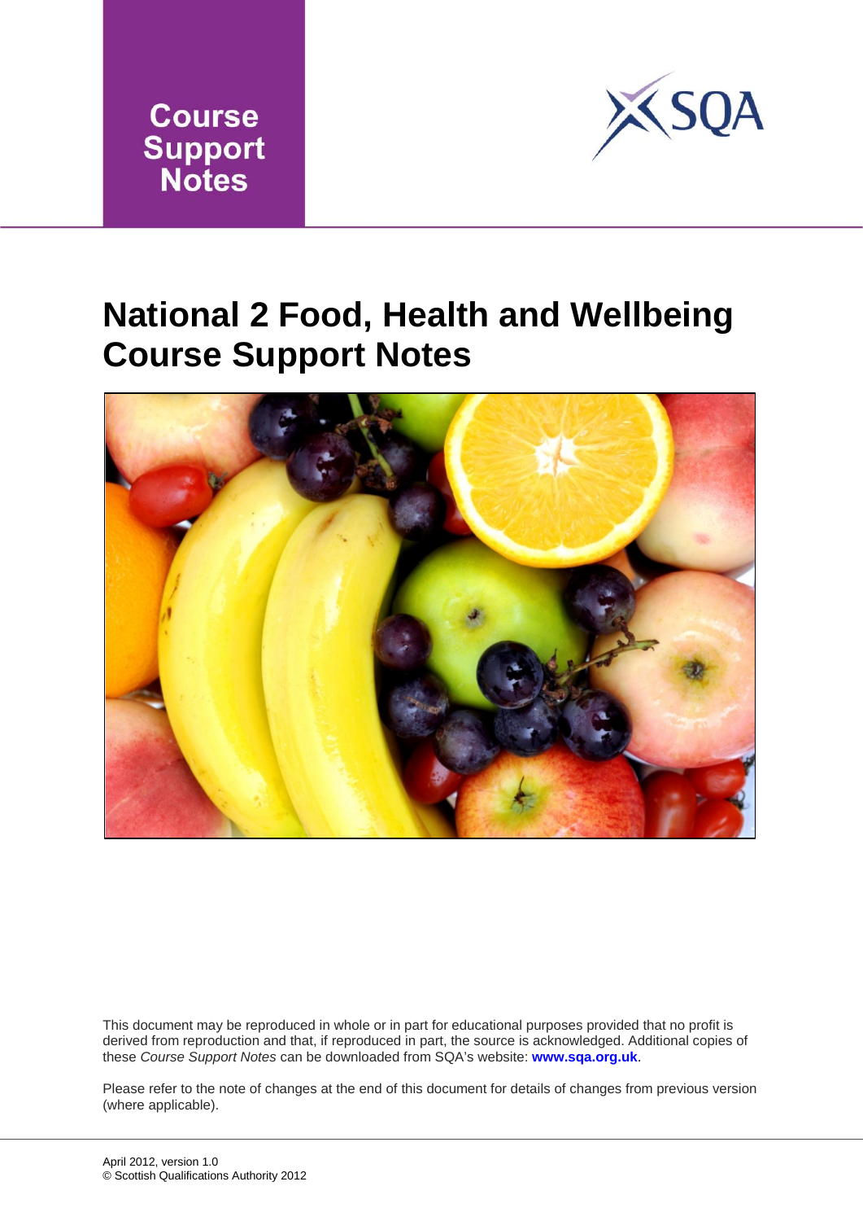Course Support Notes

SQA

# National 2 Food, Health and Wellbeing Course Support Notes

This document may be reproduced in whole or in part for educational purposes provided that no profit is derived from reproduction and that, if reproduced in part, the source is acknowledged. Additional copies of these *Course Support Notes* can be downloaded from SQA's website: **www.sqa.org.uk**.

Please refer to the note of changes at the end of this document for details of changes from previous version (where applicable).

April 2012, version 1.0

© Scottish Qualifications Authority 2012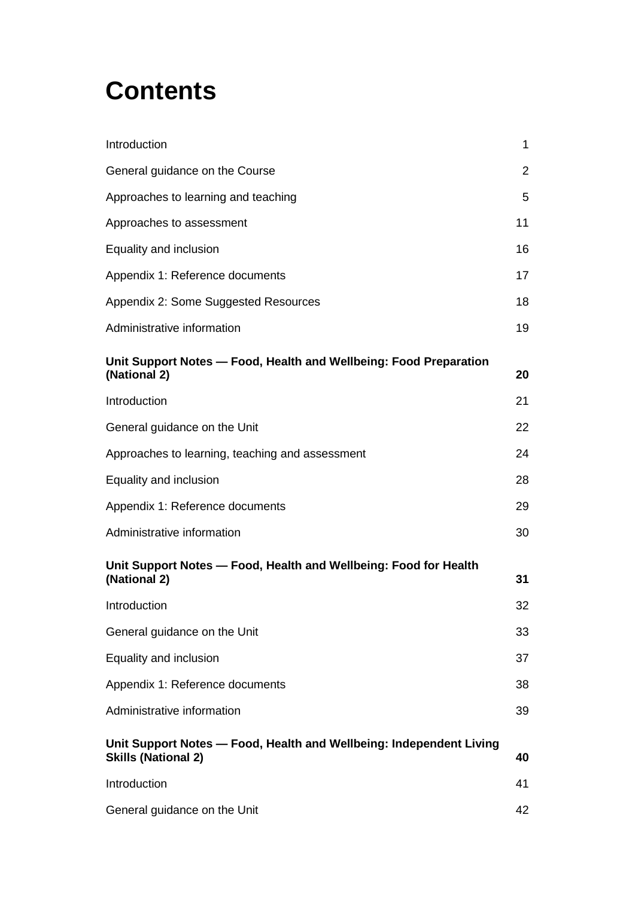# Contents

| | |
|---|---|
| Introduction | 1 |
| General guidance on the Course | 2 |
| Approaches to learning and teaching | 5 |
| Approaches to assessment | 11 |
| Equality and inclusion | 16 |
| Appendix 1: Reference documents | 17 |
| Appendix 2: Some Suggested Resources | 18 |
| Administrative information | 19 |
| **Unit Support Notes — Food, Health and Wellbeing: Food Preparation (National 2)** | **20** |
| Introduction | 21 |
| General guidance on the Unit | 22 |
| Approaches to learning, teaching and assessment | 24 |
| Equality and inclusion | 28 |
| Appendix 1: Reference documents | 29 |
| Administrative information | 30 |
| **Unit Support Notes — Food, Health and Wellbeing: Food for Health (National 2)** | **31** |
| Introduction | 32 |
| General guidance on the Unit | 33 |
| Equality and inclusion | 37 |
| Appendix 1: Reference documents | 38 |
| Administrative information | 39 |
| **Unit Support Notes — Food, Health and Wellbeing: Independent Living Skills (National 2)** | **40** |
| Introduction | 41 |
| General guidance on the Unit | 42 |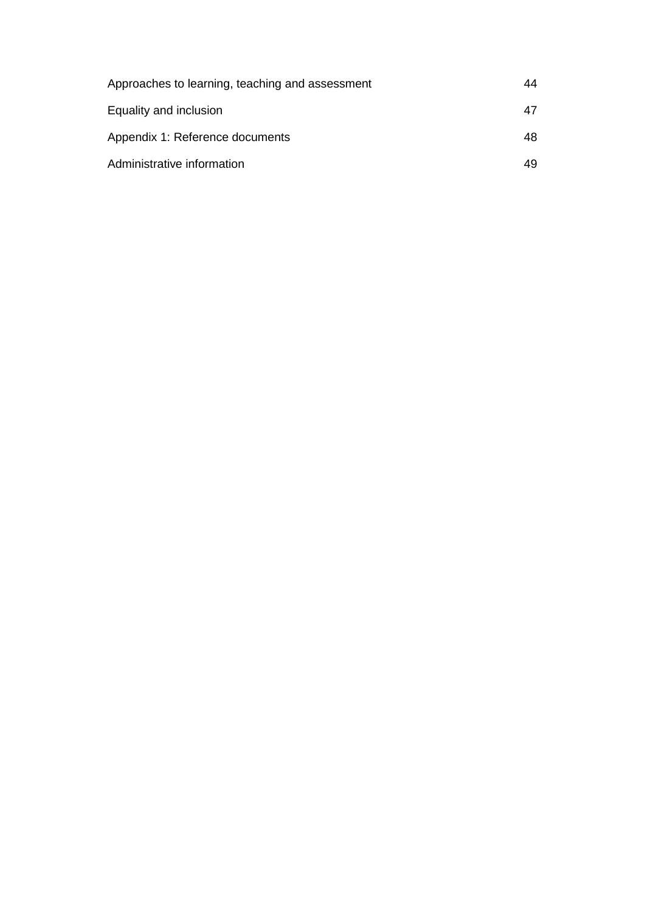| | |
|---|---|
| Approaches to learning, teaching and assessment | 44 |
| Equality and inclusion | 47 |
| Appendix 1: Reference documents | 48 |
| Administrative information | 49 |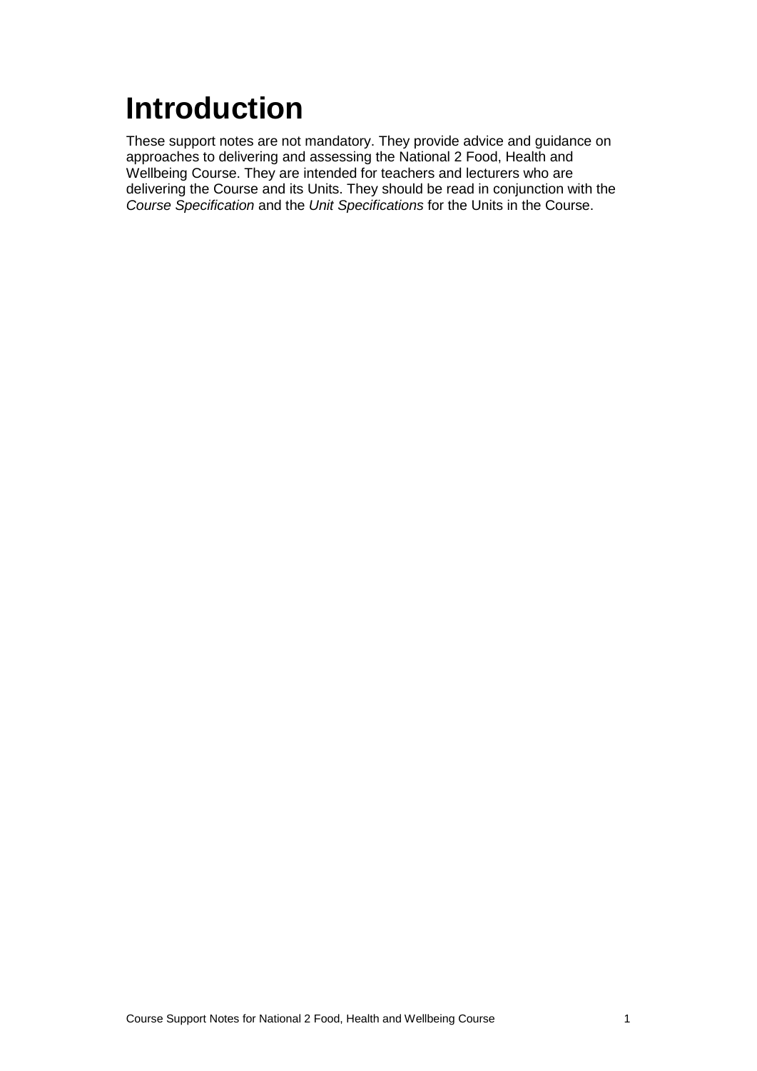# Introduction

These support notes are not mandatory. They provide advice and guidance on approaches to delivering and assessing the National 2 Food, Health and Wellbeing Course. They are intended for teachers and lecturers who are delivering the Course and its Units. They should be read in conjunction with the *Course Specification* and the *Unit Specifications* for the Units in the Course.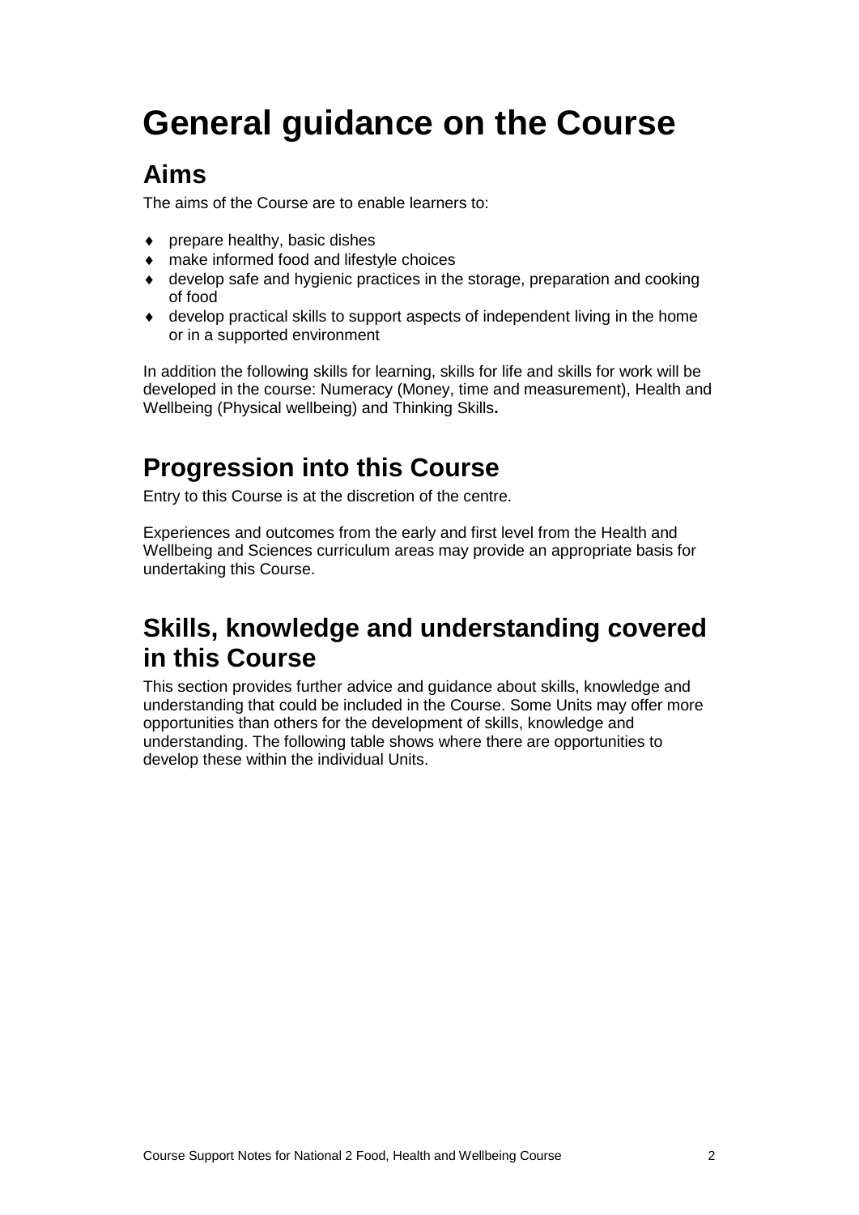# General guidance on the Course

## Aims

The aims of the Course are to enable learners to:

- prepare healthy, basic dishes
- make informed food and lifestyle choices
- develop safe and hygienic practices in the storage, preparation and cooking of food
- develop practical skills to support aspects of independent living in the home or in a supported environment

In addition the following skills for learning, skills for life and skills for work will be developed in the course: Numeracy (Money, time and measurement), Health and Wellbeing (Physical wellbeing) and Thinking Skills**.**

## Progression into this Course

Entry to this Course is at the discretion of the centre.

Experiences and outcomes from the early and first level from the Health and Wellbeing and Sciences curriculum areas may provide an appropriate basis for undertaking this Course.

## Skills, knowledge and understanding covered in this Course

This section provides further advice and guidance about skills, knowledge and understanding that could be included in the Course. Some Units may offer more opportunities than others for the development of skills, knowledge and understanding. The following table shows where there are opportunities to develop these within the individual Units.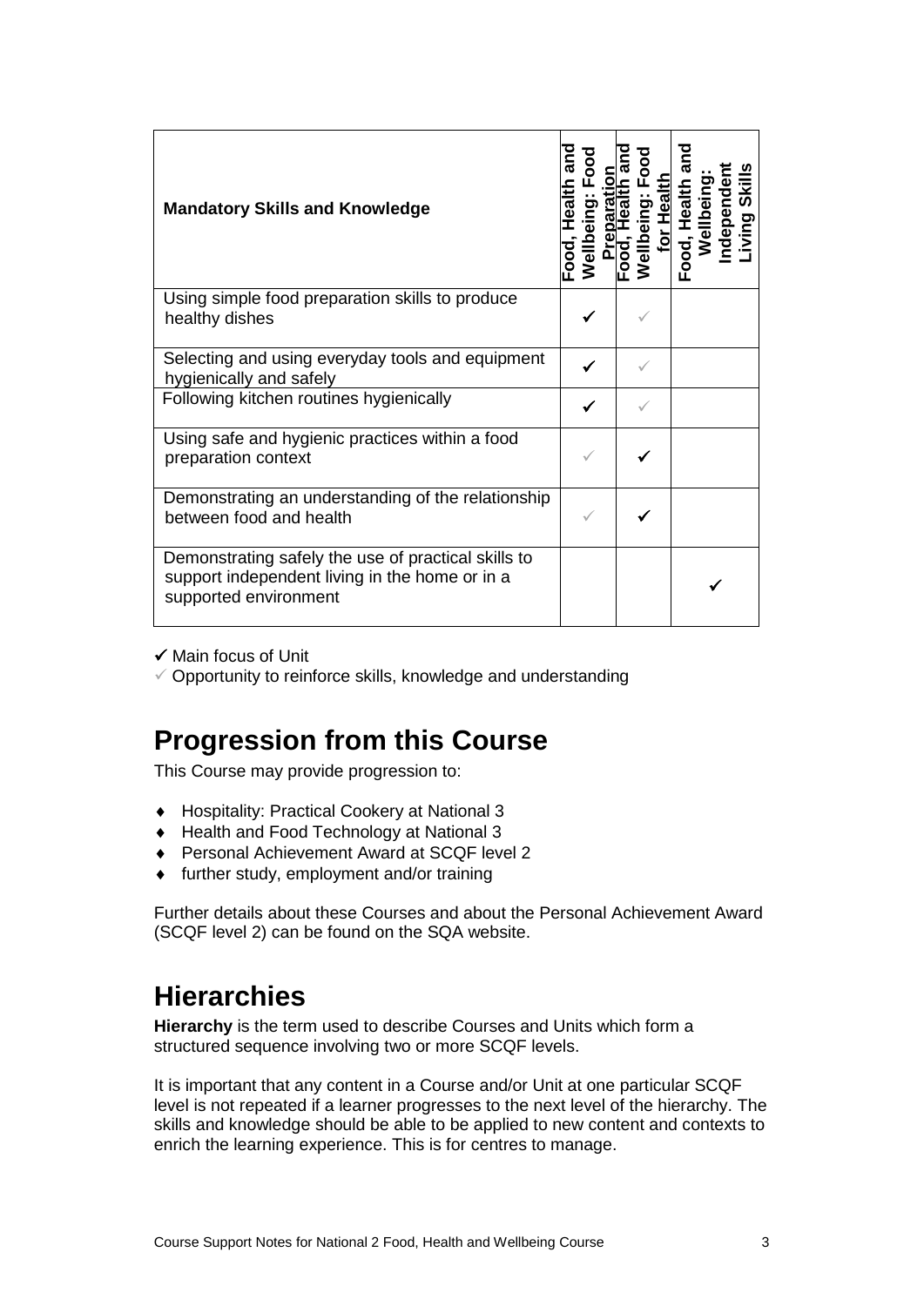| Mandatory Skills and Knowledge | Food, Health and Wellbeing: Food Preparation | Food, Health and Wellbeing: Food for Health | Food, Health and Wellbeing: Independent Living Skills |
|---|---|---|---|
| Using simple food preparation skills to produce healthy dishes | ✓ | ✓ | |
| Selecting and using everyday tools and equipment hygienically and safely | ✓ | ✓ | |
| Following kitchen routines hygienically | ✓ | ✓ | |
| Using safe and hygienic practices within a food preparation context | ✓ | ✓ | |
| Demonstrating an understanding of the relationship between food and health | ✓ | ✓ | |
| Demonstrating safely the use of practical skills to support independent living in the home or in a supported environment | | | ✓ |

✓ Main focus of Unit

✓ Opportunity to reinforce skills, knowledge and understanding

# Progression from this Course

This Course may provide progression to:

- Hospitality: Practical Cookery at National 3
- Health and Food Technology at National 3
- Personal Achievement Award at SCQF level 2
- further study, employment and/or training

Further details about these Courses and about the Personal Achievement Award (SCQF level 2) can be found on the SQA website.

# Hierarchies

**Hierarchy** is the term used to describe Courses and Units which form a structured sequence involving two or more SCQF levels.

It is important that any content in a Course and/or Unit at one particular SCQF level is not repeated if a learner progresses to the next level of the hierarchy. The skills and knowledge should be able to be applied to new content and contexts to enrich the learning experience. This is for centres to manage.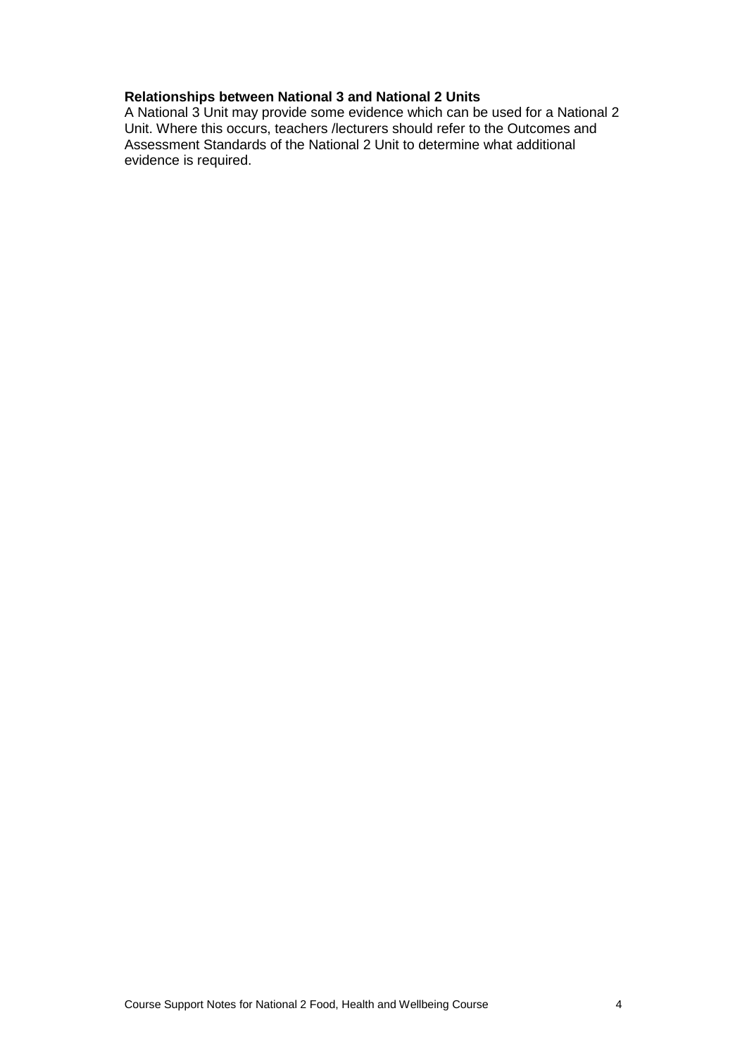**Relationships between National 3 and National 2 Units**

A National 3 Unit may provide some evidence which can be used for a National 2 Unit. Where this occurs, teachers /lecturers should refer to the Outcomes and Assessment Standards of the National 2 Unit to determine what additional evidence is required.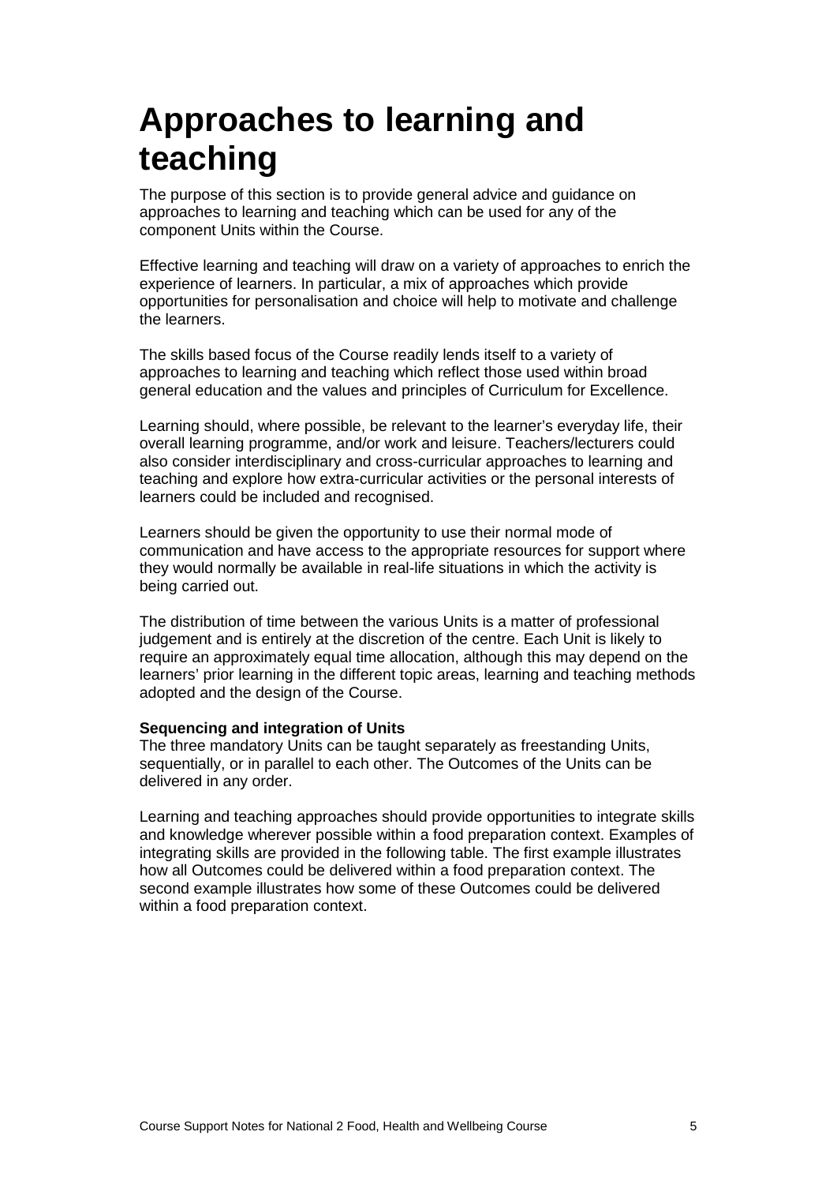# Approaches to learning and teaching

The purpose of this section is to provide general advice and guidance on approaches to learning and teaching which can be used for any of the component Units within the Course.

Effective learning and teaching will draw on a variety of approaches to enrich the experience of learners. In particular, a mix of approaches which provide opportunities for personalisation and choice will help to motivate and challenge the learners.

The skills based focus of the Course readily lends itself to a variety of approaches to learning and teaching which reflect those used within broad general education and the values and principles of Curriculum for Excellence.

Learning should, where possible, be relevant to the learner's everyday life, their overall learning programme, and/or work and leisure. Teachers/lecturers could also consider interdisciplinary and cross-curricular approaches to learning and teaching and explore how extra-curricular activities or the personal interests of learners could be included and recognised.

Learners should be given the opportunity to use their normal mode of communication and have access to the appropriate resources for support where they would normally be available in real-life situations in which the activity is being carried out.

The distribution of time between the various Units is a matter of professional judgement and is entirely at the discretion of the centre. Each Unit is likely to require an approximately equal time allocation, although this may depend on the learners' prior learning in the different topic areas, learning and teaching methods adopted and the design of the Course.

**Sequencing and integration of Units**

The three mandatory Units can be taught separately as freestanding Units, sequentially, or in parallel to each other. The Outcomes of the Units can be delivered in any order.

Learning and teaching approaches should provide opportunities to integrate skills and knowledge wherever possible within a food preparation context. Examples of integrating skills are provided in the following table. The first example illustrates how all Outcomes could be delivered within a food preparation context. The second example illustrates how some of these Outcomes could be delivered within a food preparation context.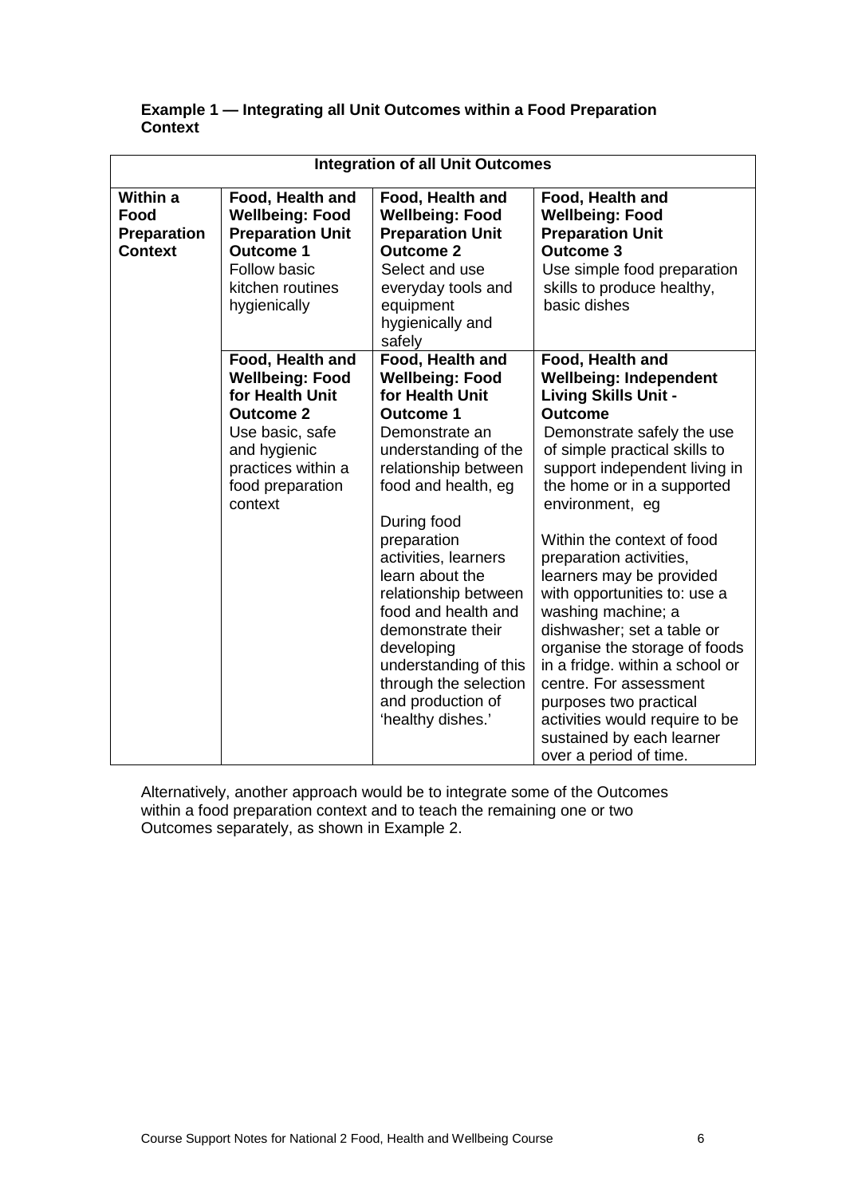**Example 1 — Integrating all Unit Outcomes within a Food Preparation Context**

| Integration of all Unit Outcomes | | | |
|---|---|---|---|
| **Within a Food Preparation Context** | **Food, Health and Wellbeing: Food Preparation Unit Outcome 1** Follow basic kitchen routines hygienically | **Food, Health and Wellbeing: Food Preparation Unit Outcome 2** Select and use everyday tools and equipment hygienically and safely | **Food, Health and Wellbeing: Food Preparation Unit Outcome 3** Use simple food preparation skills to produce healthy, basic dishes |
| | **Food, Health and Wellbeing: Food for Health Unit Outcome 2** Use basic, safe and hygienic practices within a food preparation context | **Food, Health and Wellbeing: Food for Health Unit Outcome 1** Demonstrate an understanding of the relationship between food and health, eg<br><br>During food preparation activities, learners learn about the relationship between food and health and demonstrate their developing understanding of this through the selection and production of 'healthy dishes.' | **Food, Health and Wellbeing: Independent Living Skills Unit - Outcome** Demonstrate safely the use of simple practical skills to support independent living in the home or in a supported environment, eg<br><br>Within the context of food preparation activities, learners may be provided with opportunities to: use a washing machine; a dishwasher; set a table or organise the storage of foods in a fridge. within a school or centre. For assessment purposes two practical activities would require to be sustained by each learner over a period of time. |

Alternatively, another approach would be to integrate some of the Outcomes within a food preparation context and to teach the remaining one or two Outcomes separately, as shown in Example 2.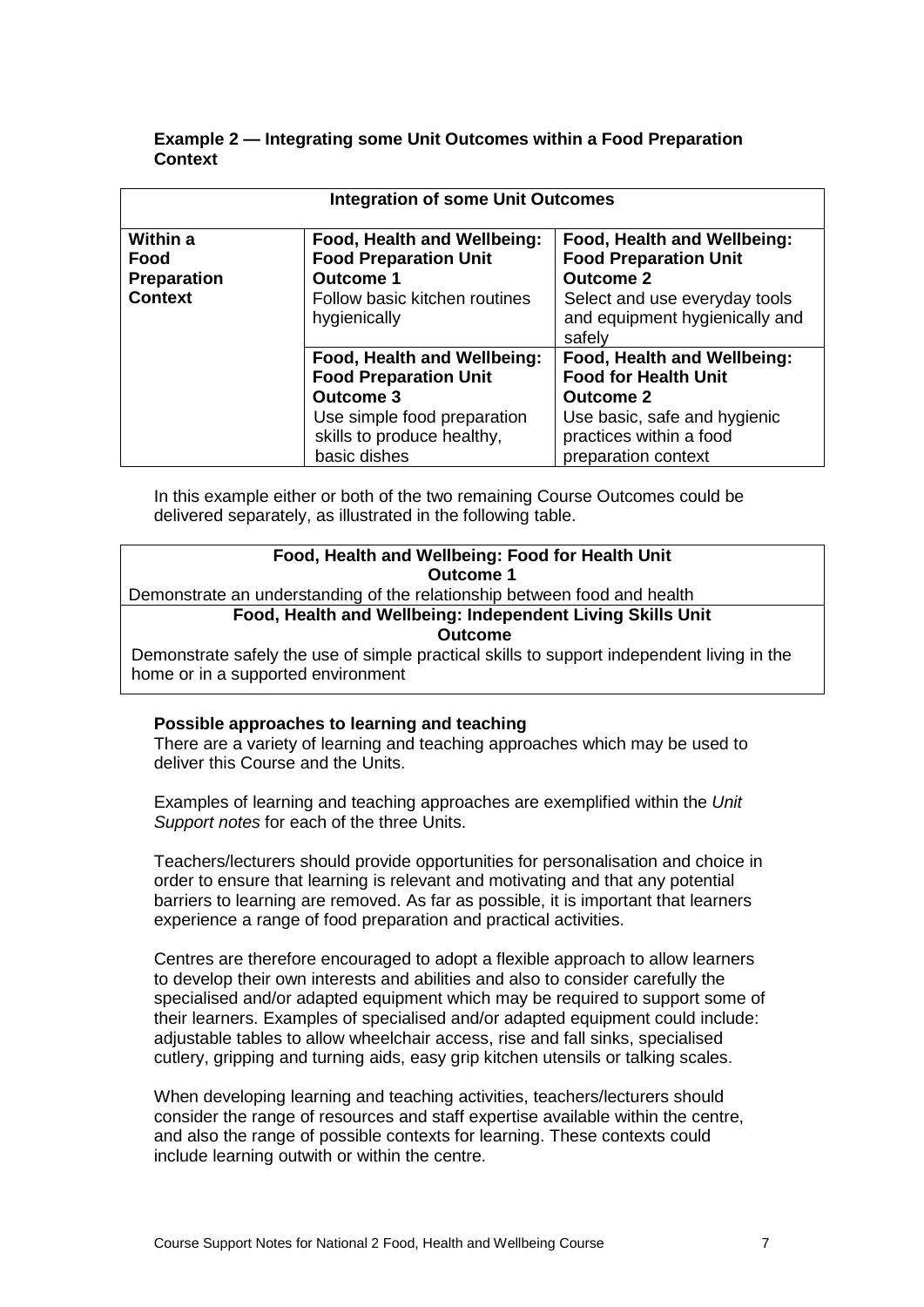**Example 2 — Integrating some Unit Outcomes within a Food Preparation Context**

| Integration of some Unit Outcomes | | |
|---|---|---|
| **Within a Food Preparation Context** | **Food, Health and Wellbeing: Food Preparation Unit Outcome 1** Follow basic kitchen routines hygienically | **Food, Health and Wellbeing: Food Preparation Unit Outcome 2** Select and use everyday tools and equipment hygienically and safely |
| | **Food, Health and Wellbeing: Food Preparation Unit Outcome 3** Use simple food preparation skills to produce healthy, basic dishes | **Food, Health and Wellbeing: Food for Health Unit Outcome 2** Use basic, safe and hygienic practices within a food preparation context |

In this example either or both of the two remaining Course Outcomes could be delivered separately, as illustrated in the following table.

| **Food, Health and Wellbeing: Food for Health Unit Outcome 1** |
|---|
| Demonstrate an understanding of the relationship between food and health |
| **Food, Health and Wellbeing: Independent Living Skills Unit Outcome** |
| Demonstrate safely the use of simple practical skills to support independent living in the home or in a supported environment |

**Possible approaches to learning and teaching**

There are a variety of learning and teaching approaches which may be used to deliver this Course and the Units.

Examples of learning and teaching approaches are exemplified within the *Unit Support notes* for each of the three Units.

Teachers/lecturers should provide opportunities for personalisation and choice in order to ensure that learning is relevant and motivating and that any potential barriers to learning are removed. As far as possible, it is important that learners experience a range of food preparation and practical activities.

Centres are therefore encouraged to adopt a flexible approach to allow learners to develop their own interests and abilities and also to consider carefully the specialised and/or adapted equipment which may be required to support some of their learners. Examples of specialised and/or adapted equipment could include: adjustable tables to allow wheelchair access, rise and fall sinks, specialised cutlery, gripping and turning aids, easy grip kitchen utensils or talking scales.

When developing learning and teaching activities, teachers/lecturers should consider the range of resources and staff expertise available within the centre, and also the range of possible contexts for learning. These contexts could include learning outwith or within the centre.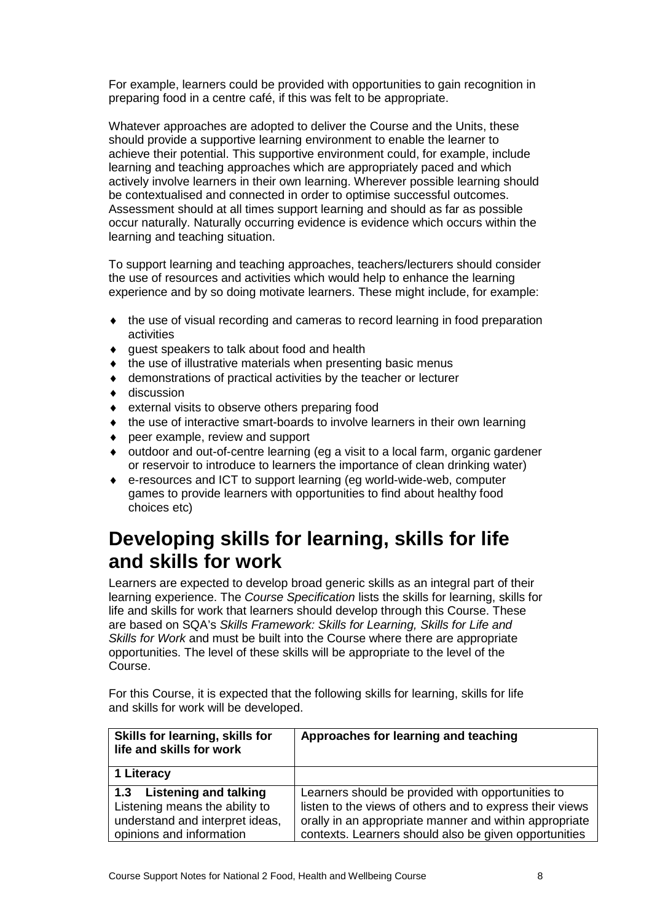For example, learners could be provided with opportunities to gain recognition in preparing food in a centre café, if this was felt to be appropriate.

Whatever approaches are adopted to deliver the Course and the Units, these should provide a supportive learning environment to enable the learner to achieve their potential. This supportive environment could, for example, include learning and teaching approaches which are appropriately paced and which actively involve learners in their own learning. Wherever possible learning should be contextualised and connected in order to optimise successful outcomes. Assessment should at all times support learning and should as far as possible occur naturally. Naturally occurring evidence is evidence which occurs within the learning and teaching situation.

To support learning and teaching approaches, teachers/lecturers should consider the use of resources and activities which would help to enhance the learning experience and by so doing motivate learners. These might include, for example:

- the use of visual recording and cameras to record learning in food preparation activities
- guest speakers to talk about food and health
- the use of illustrative materials when presenting basic menus
- demonstrations of practical activities by the teacher or lecturer
- discussion
- external visits to observe others preparing food
- the use of interactive smart-boards to involve learners in their own learning
- peer example, review and support
- outdoor and out-of-centre learning (eg a visit to a local farm, organic gardener or reservoir to introduce to learners the importance of clean drinking water)
- e-resources and ICT to support learning (eg world-wide-web, computer games to provide learners with opportunities to find about healthy food choices etc)

# Developing skills for learning, skills for life and skills for work

Learners are expected to develop broad generic skills as an integral part of their learning experience. The *Course Specification* lists the skills for learning, skills for life and skills for work that learners should develop through this Course. These are based on SQA's *Skills Framework: Skills for Learning, Skills for Life and Skills for Work* and must be built into the Course where there are appropriate opportunities. The level of these skills will be appropriate to the level of the Course.

For this Course, it is expected that the following skills for learning, skills for life and skills for work will be developed.

| Skills for learning, skills for life and skills for work | Approaches for learning and teaching |
|---|---|
| **1 Literacy** | |
| **1.3 Listening and talking**<br>Listening means the ability to understand and interpret ideas, opinions and information | Learners should be provided with opportunities to listen to the views of others and to express their views orally in an appropriate manner and within appropriate contexts. Learners should also be given opportunities |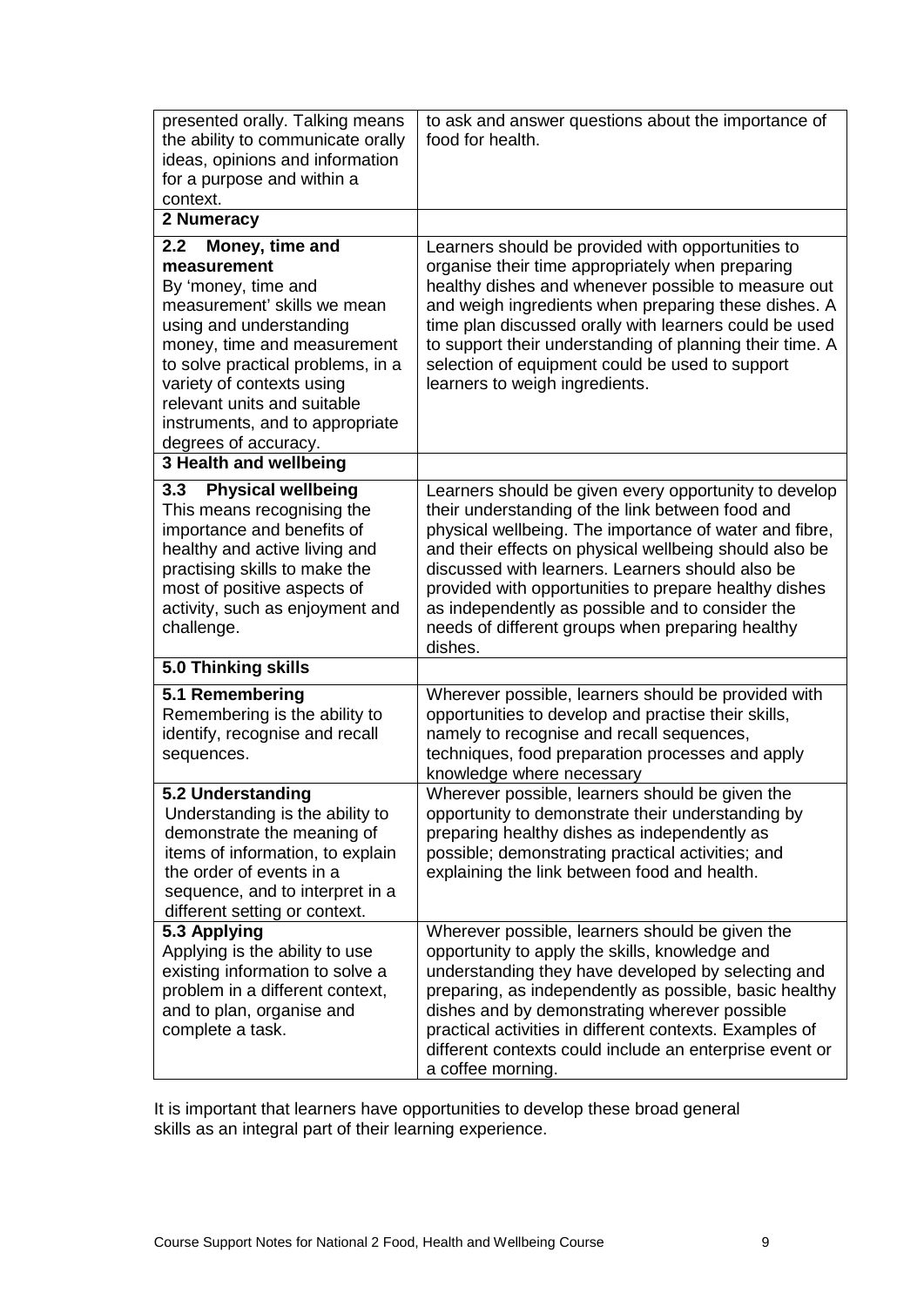| | |
|---|---|
| presented orally. Talking means the ability to communicate orally ideas, opinions and information for a purpose and within a context. | to ask and answer questions about the importance of food for health. |
| **2 Numeracy** | |
| **2.2 Money, time and measurement** By 'money, time and measurement' skills we mean using and understanding money, time and measurement to solve practical problems, in a variety of contexts using relevant units and suitable instruments, and to appropriate degrees of accuracy. | Learners should be provided with opportunities to organise their time appropriately when preparing healthy dishes and whenever possible to measure out and weigh ingredients when preparing these dishes. A time plan discussed orally with learners could be used to support their understanding of planning their time. A selection of equipment could be used to support learners to weigh ingredients. |
| **3 Health and wellbeing** | |
| **3.3 Physical wellbeing** This means recognising the importance and benefits of healthy and active living and practising skills to make the most of positive aspects of activity, such as enjoyment and challenge. | Learners should be given every opportunity to develop their understanding of the link between food and physical wellbeing. The importance of water and fibre, and their effects on physical wellbeing should also be discussed with learners. Learners should also be provided with opportunities to prepare healthy dishes as independently as possible and to consider the needs of different groups when preparing healthy dishes. |
| **5.0 Thinking skills** | |
| **5.1 Remembering** Remembering is the ability to identify, recognise and recall sequences. | Wherever possible, learners should be provided with opportunities to develop and practise their skills, namely to recognise and recall sequences, techniques, food preparation processes and apply knowledge where necessary |
| **5.2 Understanding** Understanding is the ability to demonstrate the meaning of items of information, to explain the order of events in a sequence, and to interpret in a different setting or context. | Wherever possible, learners should be given the opportunity to demonstrate their understanding by preparing healthy dishes as independently as possible; demonstrating practical activities; and explaining the link between food and health. |
| **5.3 Applying** Applying is the ability to use existing information to solve a problem in a different context, and to plan, organise and complete a task. | Wherever possible, learners should be given the opportunity to apply the skills, knowledge and understanding they have developed by selecting and preparing, as independently as possible, basic healthy dishes and by demonstrating wherever possible practical activities in different contexts. Examples of different contexts could include an enterprise event or a coffee morning. |

It is important that learners have opportunities to develop these broad general skills as an integral part of their learning experience.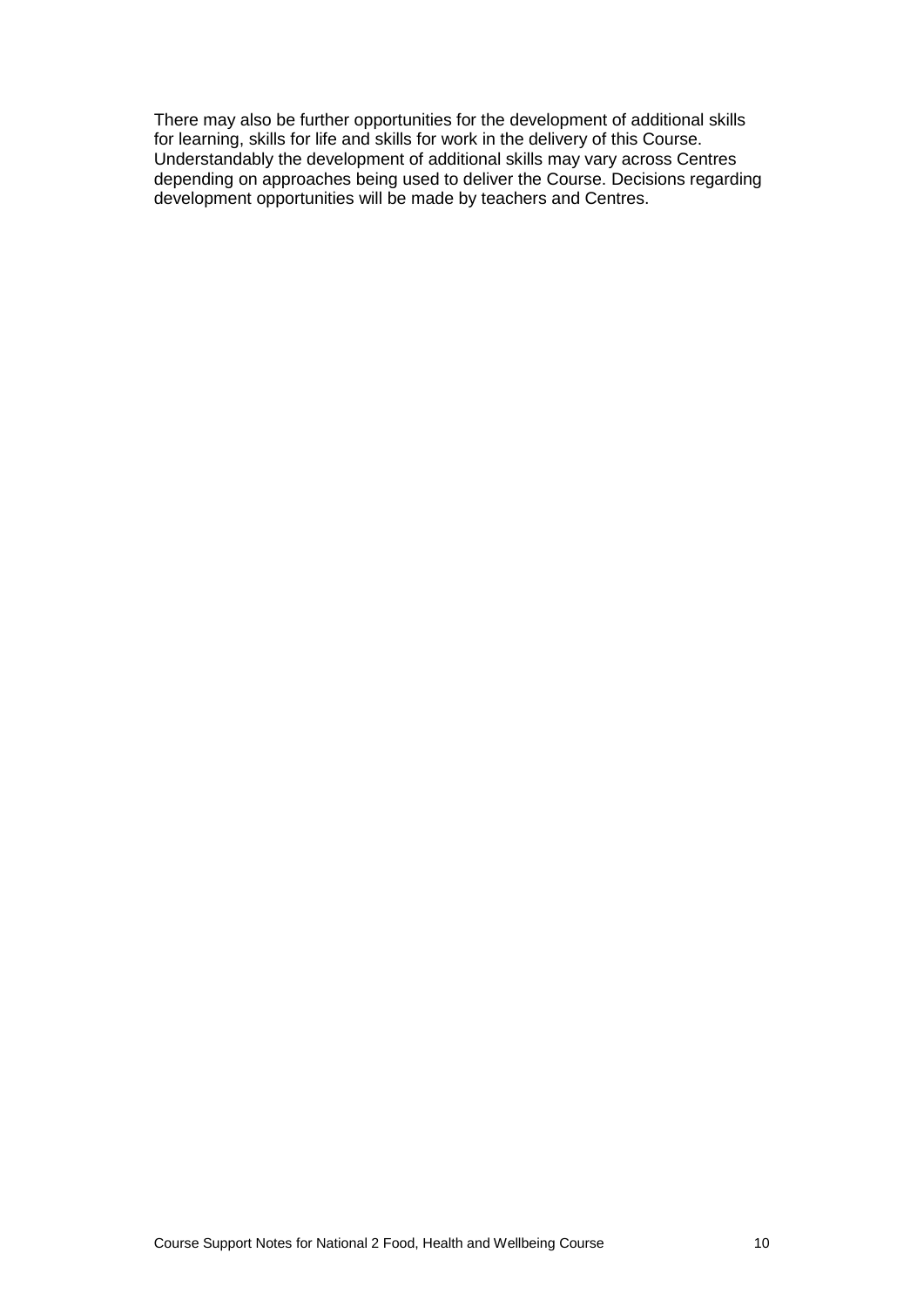There may also be further opportunities for the development of additional skills for learning, skills for life and skills for work in the delivery of this Course. Understandably the development of additional skills may vary across Centres depending on approaches being used to deliver the Course. Decisions regarding development opportunities will be made by teachers and Centres.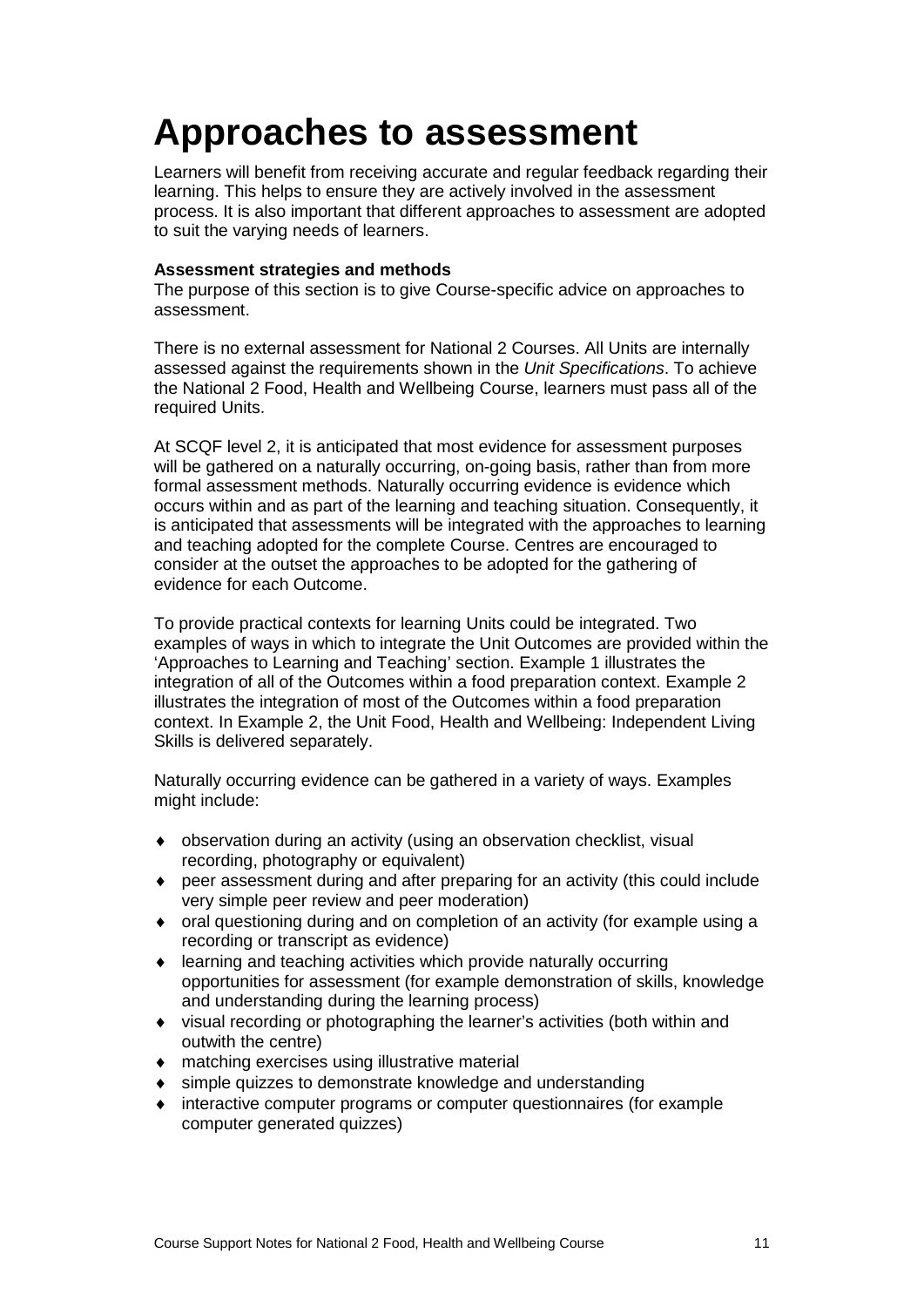# Approaches to assessment

Learners will benefit from receiving accurate and regular feedback regarding their learning. This helps to ensure they are actively involved in the assessment process. It is also important that different approaches to assessment are adopted to suit the varying needs of learners.

**Assessment strategies and methods**

The purpose of this section is to give Course-specific advice on approaches to assessment.

There is no external assessment for National 2 Courses. All Units are internally assessed against the requirements shown in the *Unit Specifications*. To achieve the National 2 Food, Health and Wellbeing Course, learners must pass all of the required Units.

At SCQF level 2, it is anticipated that most evidence for assessment purposes will be gathered on a naturally occurring, on-going basis, rather than from more formal assessment methods. Naturally occurring evidence is evidence which occurs within and as part of the learning and teaching situation. Consequently, it is anticipated that assessments will be integrated with the approaches to learning and teaching adopted for the complete Course. Centres are encouraged to consider at the outset the approaches to be adopted for the gathering of evidence for each Outcome.

To provide practical contexts for learning Units could be integrated. Two examples of ways in which to integrate the Unit Outcomes are provided within the 'Approaches to Learning and Teaching' section. Example 1 illustrates the integration of all of the Outcomes within a food preparation context. Example 2 illustrates the integration of most of the Outcomes within a food preparation context. In Example 2, the Unit Food, Health and Wellbeing: Independent Living Skills is delivered separately.

Naturally occurring evidence can be gathered in a variety of ways. Examples might include:

- observation during an activity (using an observation checklist, visual recording, photography or equivalent)
- peer assessment during and after preparing for an activity (this could include very simple peer review and peer moderation)
- oral questioning during and on completion of an activity (for example using a recording or transcript as evidence)
- learning and teaching activities which provide naturally occurring opportunities for assessment (for example demonstration of skills, knowledge and understanding during the learning process)
- visual recording or photographing the learner's activities (both within and outwith the centre)
- matching exercises using illustrative material
- simple quizzes to demonstrate knowledge and understanding
- interactive computer programs or computer questionnaires (for example computer generated quizzes)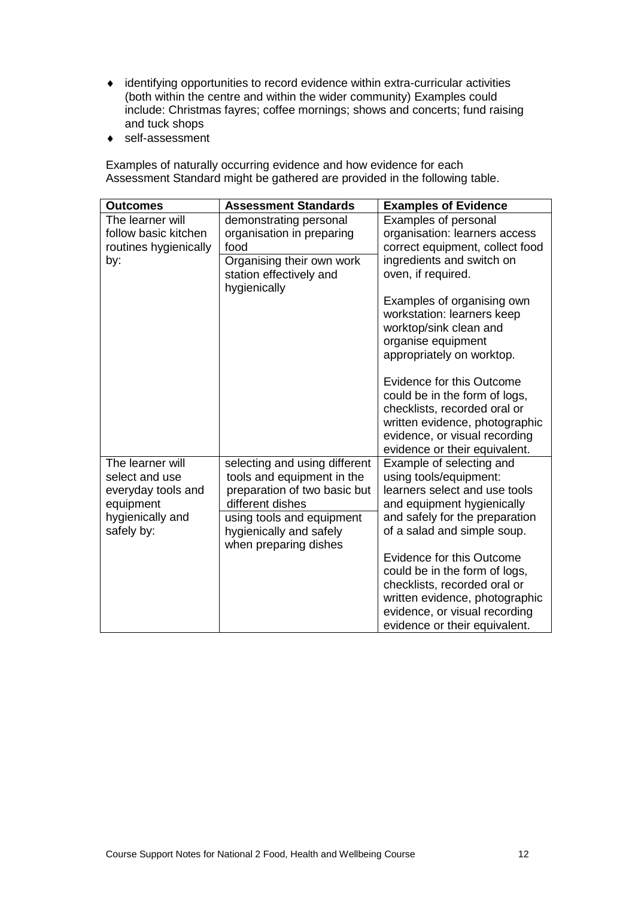- identifying opportunities to record evidence within extra-curricular activities (both within the centre and within the wider community) Examples could include: Christmas fayres; coffee mornings; shows and concerts; fund raising and tuck shops
- self-assessment

Examples of naturally occurring evidence and how evidence for each Assessment Standard might be gathered are provided in the following table.

| Outcomes | Assessment Standards | Examples of Evidence |
|---|---|---|
| The learner will follow basic kitchen routines hygienically by: | demonstrating personal organisation in preparing food<br><br>Organising their own work station effectively and hygienically | Examples of personal organisation: learners access correct equipment, collect food ingredients and switch on oven, if required.<br><br>Examples of organising own workstation: learners keep worktop/sink clean and organise equipment appropriately on worktop.<br><br>Evidence for this Outcome could be in the form of logs, checklists, recorded oral or written evidence, photographic evidence, or visual recording evidence or their equivalent. |
| The learner will select and use everyday tools and equipment hygienically and safely by: | selecting and using different tools and equipment in the preparation of two basic but different dishes<br><br>using tools and equipment hygienically and safely when preparing dishes | Example of selecting and using tools/equipment: learners select and use tools and equipment hygienically and safely for the preparation of a salad and simple soup.<br><br>Evidence for this Outcome could be in the form of logs, checklists, recorded oral or written evidence, photographic evidence, or visual recording evidence or their equivalent. |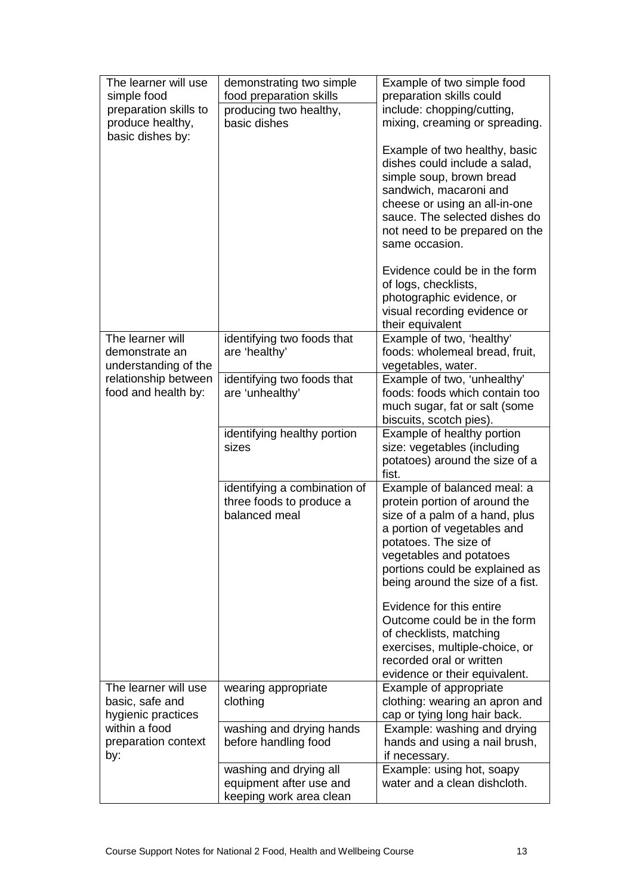| | | |
|---|---|---|
| The learner will use simple food preparation skills to produce healthy, basic dishes by: | demonstrating two simple food preparation skills<br><br>producing two healthy, basic dishes | Example of two simple food preparation skills could include: chopping/cutting, mixing, creaming or spreading.<br><br>Example of two healthy, basic dishes could include a salad, simple soup, brown bread sandwich, macaroni and cheese or using an all-in-one sauce. The selected dishes do not need to be prepared on the same occasion.<br><br>Evidence could be in the form of logs, checklists, photographic evidence, or visual recording evidence or their equivalent |
| The learner will demonstrate an understanding of the relationship between food and health by: | identifying two foods that are 'healthy' | Example of two, 'healthy' foods: wholemeal bread, fruit, vegetables, water. |
| | identifying two foods that are 'unhealthy' | Example of two, 'unhealthy' foods: foods which contain too much sugar, fat or salt (some biscuits, scotch pies). |
| | identifying healthy portion sizes | Example of healthy portion size: vegetables (including potatoes) around the size of a fist. |
| | identifying a combination of three foods to produce a balanced meal | Example of balanced meal: a protein portion of around the size of a palm of a hand, plus a portion of vegetables and potatoes. The size of vegetables and potatoes portions could be explained as being around the size of a fist.<br><br>Evidence for this entire Outcome could be in the form of checklists, matching exercises, multiple-choice, or recorded oral or written evidence or their equivalent. |
| The learner will use basic, safe and hygienic practices within a food preparation context by: | wearing appropriate clothing | Example of appropriate clothing: wearing an apron and cap or tying long hair back. |
| | washing and drying hands before handling food | Example: washing and drying hands and using a nail brush, if necessary. |
| | washing and drying all equipment after use and keeping work area clean | Example: using hot, soapy water and a clean dishcloth. |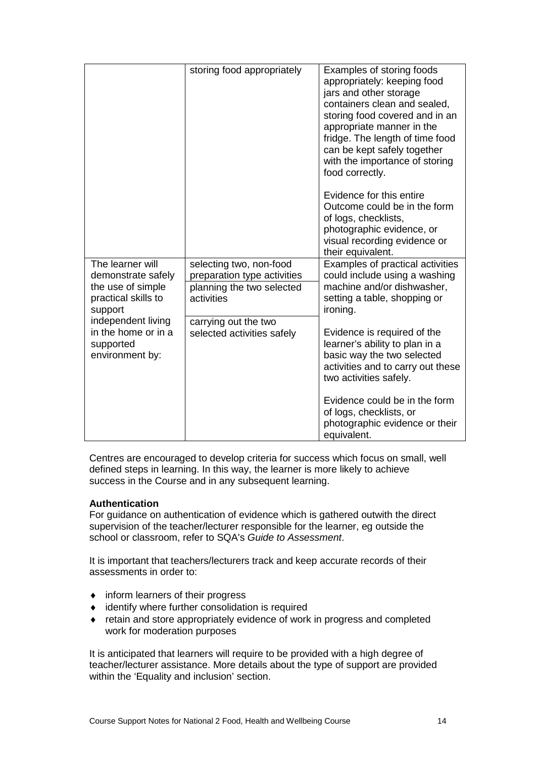| | | |
|---|---|---|
| | storing food appropriately | Examples of storing foods appropriately: keeping food jars and other storage containers clean and sealed, storing food covered and in an appropriate manner in the fridge. The length of time food can be kept safely together with the importance of storing food correctly.<br><br>Evidence for this entire Outcome could be in the form of logs, checklists, photographic evidence, or visual recording evidence or their equivalent. |
| The learner will demonstrate safely the use of simple practical skills to support independent living in the home or in a supported environment by: | selecting two, non-food preparation type activities<br><br>planning the two selected activities<br><br>carrying out the two selected activities safely | Examples of practical activities could include using a washing machine and/or dishwasher, setting a table, shopping or ironing.<br><br>Evidence is required of the learner's ability to plan in a basic way the two selected activities and to carry out these two activities safely.<br><br>Evidence could be in the form of logs, checklists, or photographic evidence or their equivalent. |

Centres are encouraged to develop criteria for success which focus on small, well defined steps in learning. In this way, the learner is more likely to achieve success in the Course and in any subsequent learning.

**Authentication**

For guidance on authentication of evidence which is gathered outwith the direct supervision of the teacher/lecturer responsible for the learner, eg outside the school or classroom, refer to SQA's *Guide to Assessment*.

It is important that teachers/lecturers track and keep accurate records of their assessments in order to:

- inform learners of their progress
- identify where further consolidation is required
- retain and store appropriately evidence of work in progress and completed work for moderation purposes

It is anticipated that learners will require to be provided with a high degree of teacher/lecturer assistance. More details about the type of support are provided within the 'Equality and inclusion' section.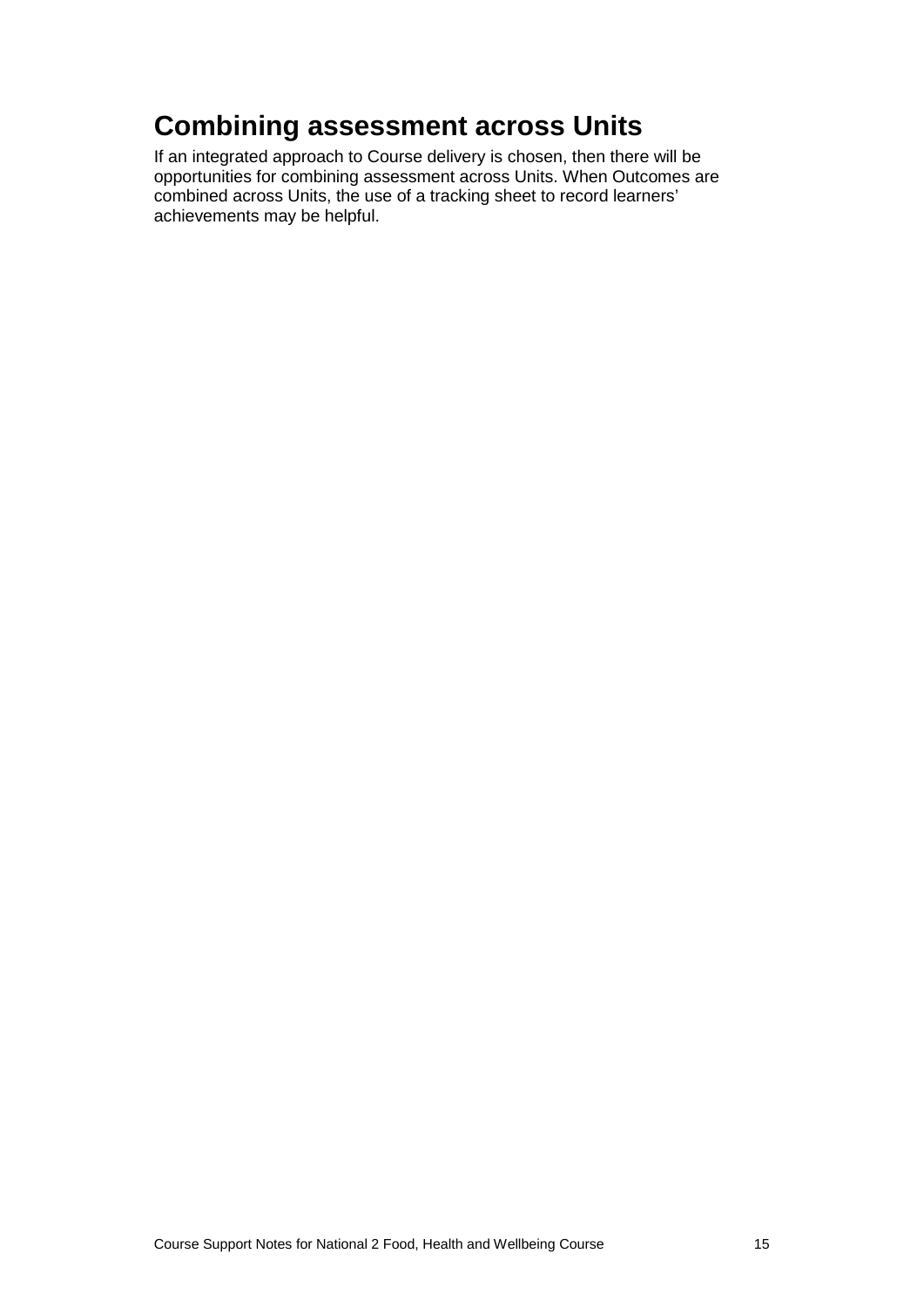# Combining assessment across Units

If an integrated approach to Course delivery is chosen, then there will be opportunities for combining assessment across Units. When Outcomes are combined across Units, the use of a tracking sheet to record learners' achievements may be helpful.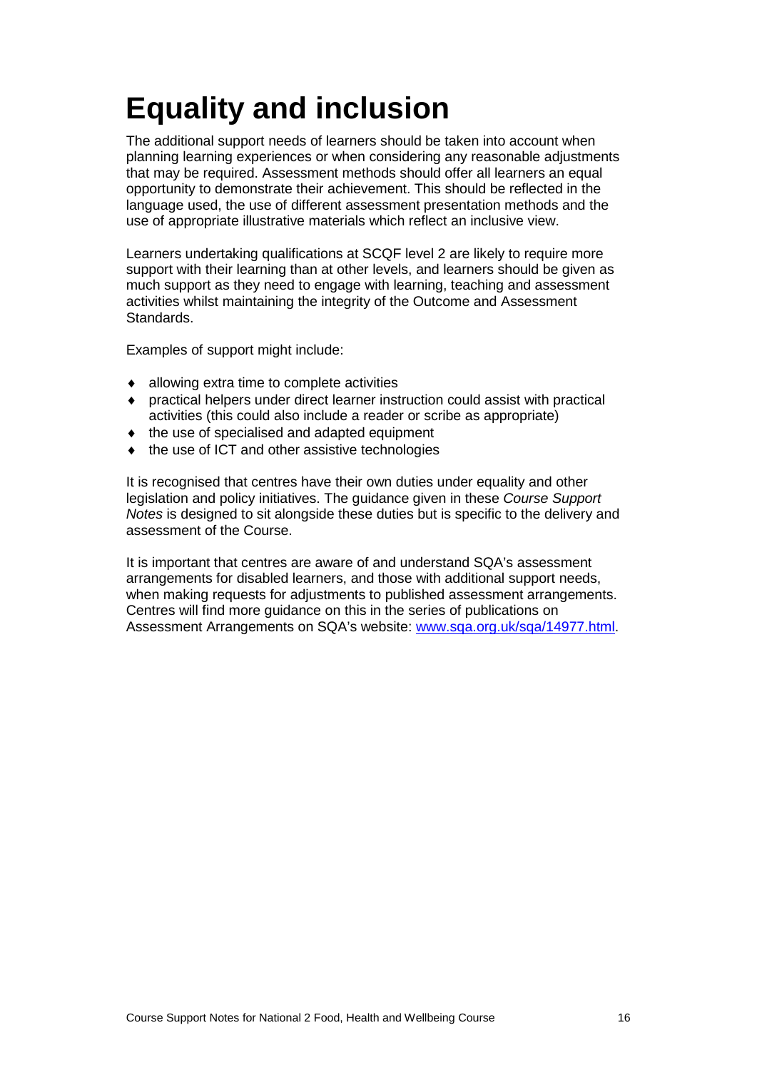# Equality and inclusion

The additional support needs of learners should be taken into account when planning learning experiences or when considering any reasonable adjustments that may be required. Assessment methods should offer all learners an equal opportunity to demonstrate their achievement. This should be reflected in the language used, the use of different assessment presentation methods and the use of appropriate illustrative materials which reflect an inclusive view.

Learners undertaking qualifications at SCQF level 2 are likely to require more support with their learning than at other levels, and learners should be given as much support as they need to engage with learning, teaching and assessment activities whilst maintaining the integrity of the Outcome and Assessment Standards.

Examples of support might include:

- allowing extra time to complete activities
- practical helpers under direct learner instruction could assist with practical activities (this could also include a reader or scribe as appropriate)
- the use of specialised and adapted equipment
- the use of ICT and other assistive technologies

It is recognised that centres have their own duties under equality and other legislation and policy initiatives. The guidance given in these *Course Support Notes* is designed to sit alongside these duties but is specific to the delivery and assessment of the Course.

It is important that centres are aware of and understand SQA's assessment arrangements for disabled learners, and those with additional support needs, when making requests for adjustments to published assessment arrangements. Centres will find more guidance on this in the series of publications on Assessment Arrangements on SQA's website: [www.sqa.org.uk/sqa/14977.html](http://www.sqa.org.uk/sqa/14977.html).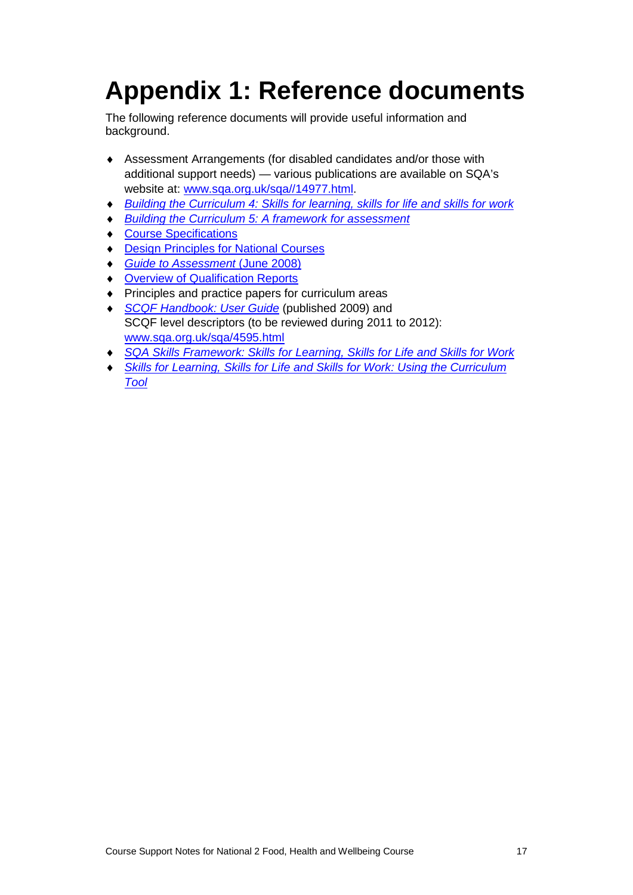# Appendix 1: Reference documents

The following reference documents will provide useful information and background.

- Assessment Arrangements (for disabled candidates and/or those with additional support needs) — various publications are available on SQA's website at: www.sqa.org.uk/sqa//14977.html.
- *Building the Curriculum 4: Skills for learning, skills for life and skills for work*
- *Building the Curriculum 5: A framework for assessment*
- Course Specifications
- Design Principles for National Courses
- *Guide to Assessment* (June 2008)
- Overview of Qualification Reports
- Principles and practice papers for curriculum areas
- *SCQF Handbook: User Guide* (published 2009) and SCQF level descriptors (to be reviewed during 2011 to 2012): www.sqa.org.uk/sqa/4595.html
- *SQA Skills Framework: Skills for Learning, Skills for Life and Skills for Work*
- *Skills for Learning, Skills for Life and Skills for Work: Using the Curriculum Tool*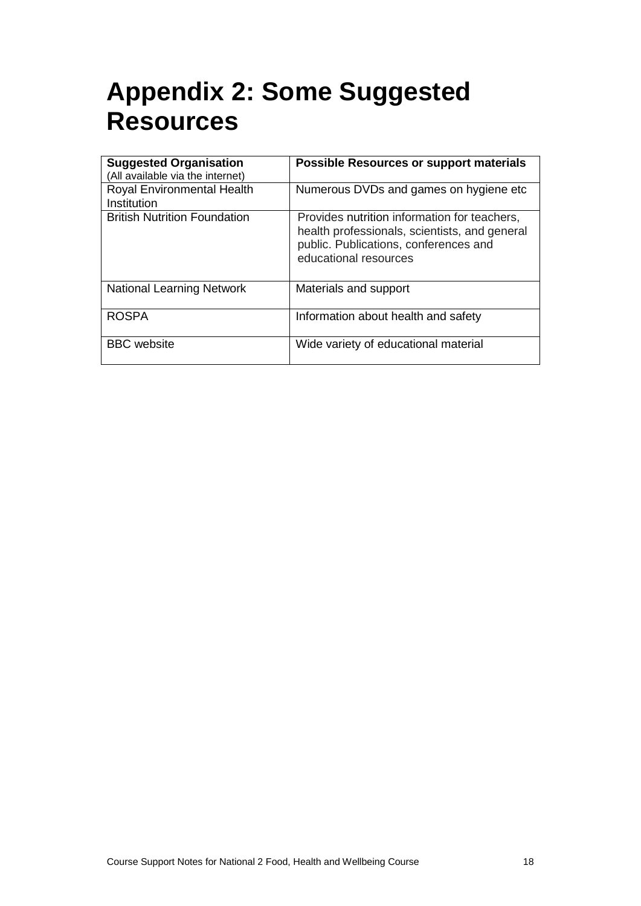# Appendix 2: Some Suggested Resources

| **Suggested Organisation** (All available via the internet) | **Possible Resources or support materials** |
|---|---|
| Royal Environmental Health Institution | Numerous DVDs and games on hygiene etc |
| British Nutrition Foundation | Provides nutrition information for teachers, health professionals, scientists, and general public. Publications, conferences and educational resources |
| National Learning Network | Materials and support |
| ROSPA | Information about health and safety |
| BBC website | Wide variety of educational material |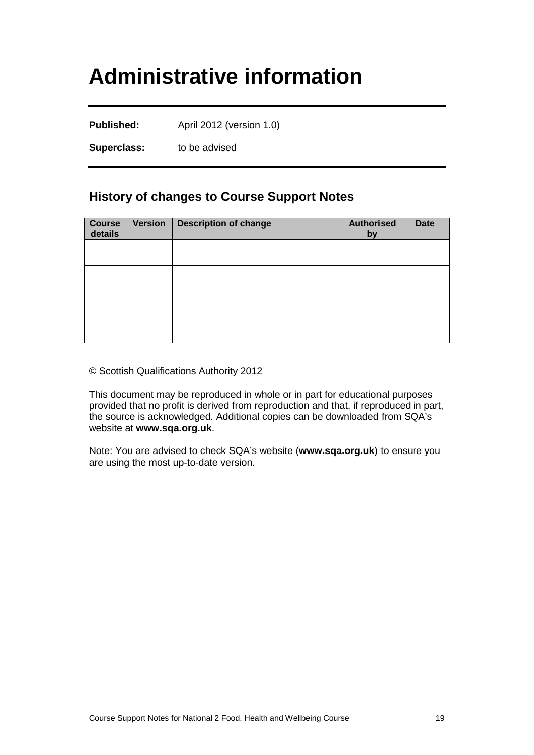# Administrative information

**Published:** April 2012 (version 1.0)

**Superclass:** to be advised

## History of changes to Course Support Notes

| Course details | Version | Description of change | Authorised by | Date |
|---|---|---|---|---|
| | | | | |
| | | | | |
| | | | | |
| | | | | |

© Scottish Qualifications Authority 2012

This document may be reproduced in whole or in part for educational purposes provided that no profit is derived from reproduction and that, if reproduced in part, the source is acknowledged. Additional copies can be downloaded from SQA's website at **www.sqa.org.uk**.

Note: You are advised to check SQA's website (**www.sqa.org.uk**) to ensure you are using the most up-to-date version.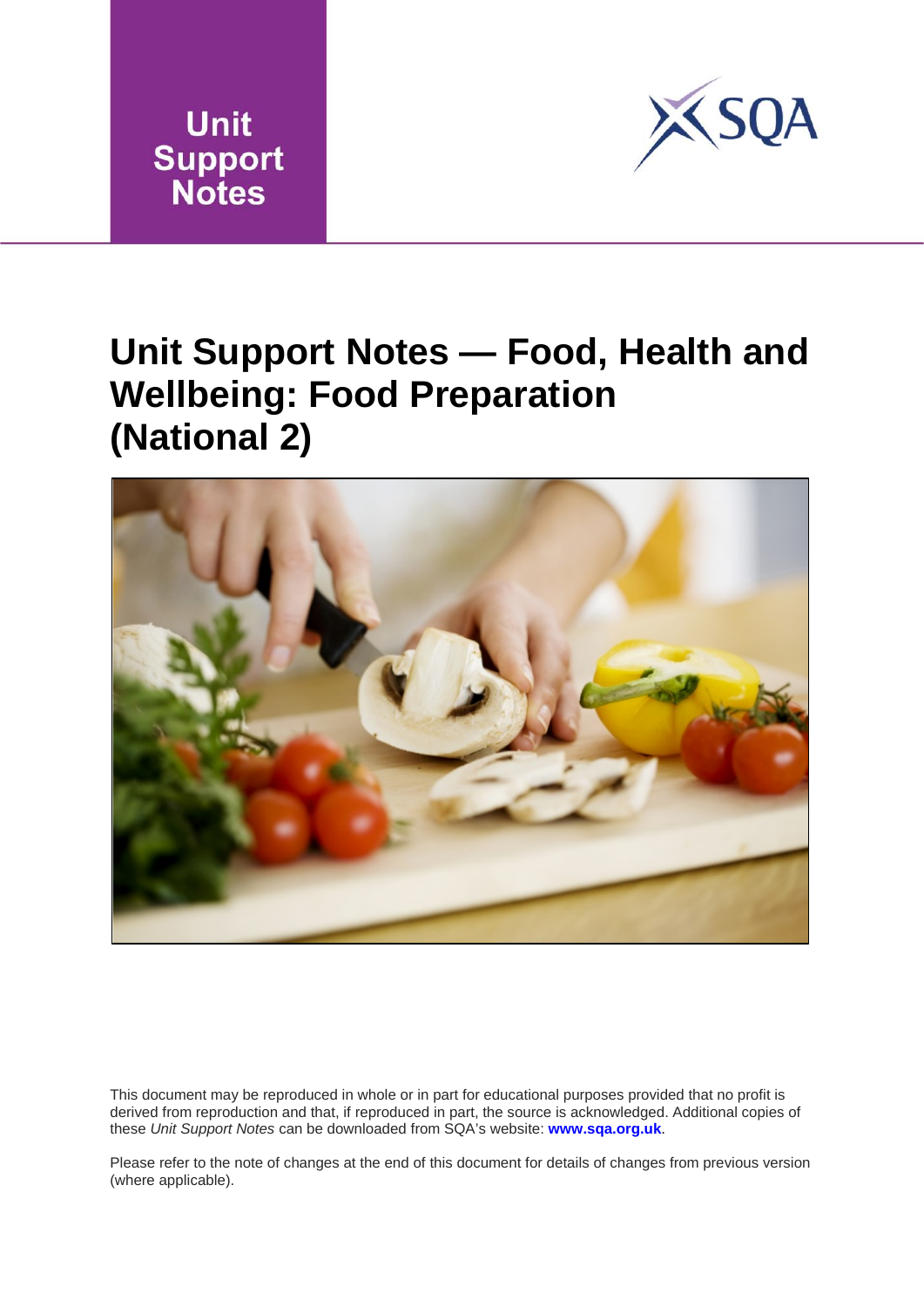Unit Support Notes

# Unit Support Notes — Food, Health and Wellbeing: Food Preparation (National 2)

This document may be reproduced in whole or in part for educational purposes provided that no profit is derived from reproduction and that, if reproduced in part, the source is acknowledged. Additional copies of these *Unit Support Notes* can be downloaded from SQA's website: **www.sqa.org.uk**.

Please refer to the note of changes at the end of this document for details of changes from previous version (where applicable).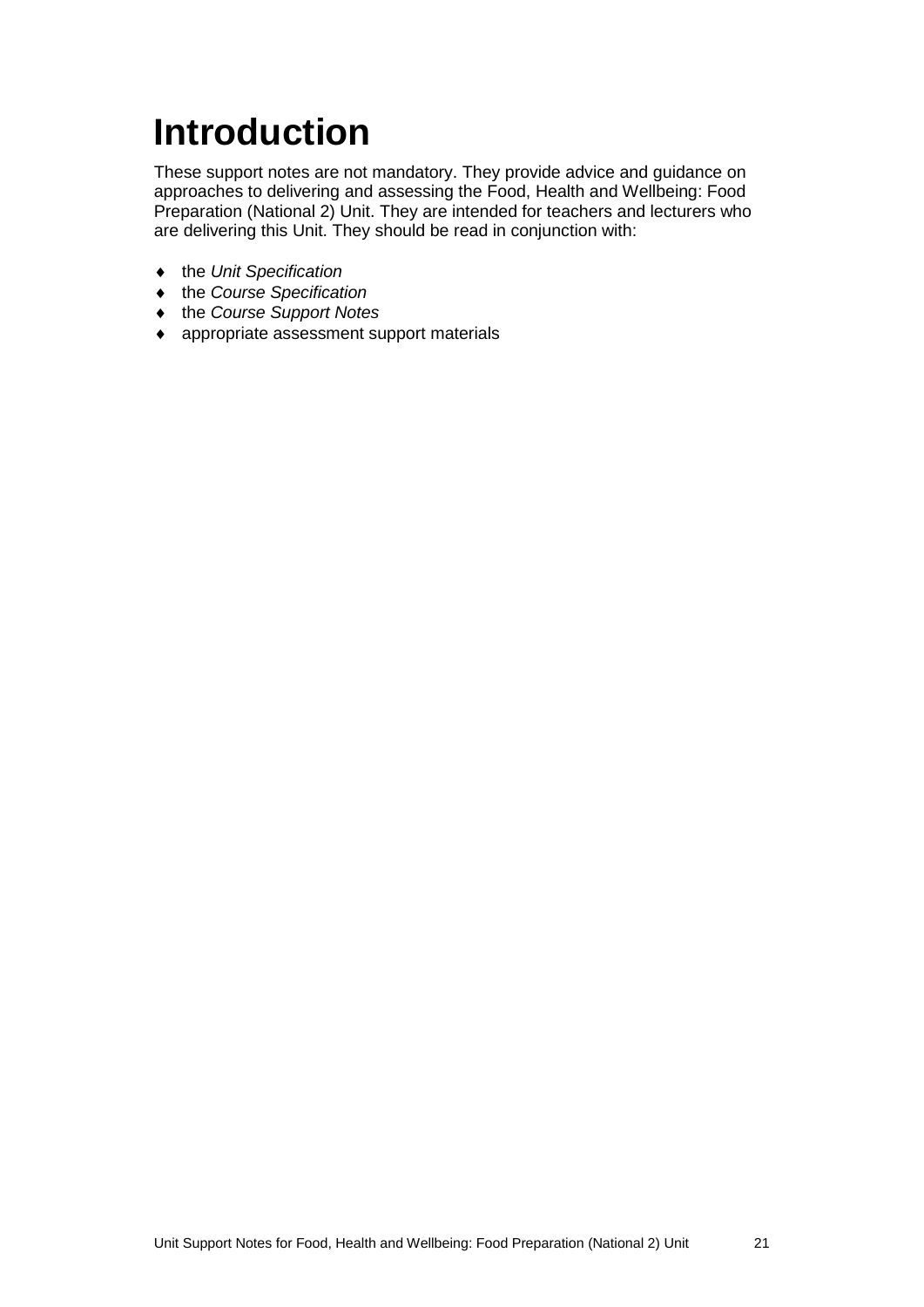# Introduction

These support notes are not mandatory. They provide advice and guidance on approaches to delivering and assessing the Food, Health and Wellbeing: Food Preparation (National 2) Unit. They are intended for teachers and lecturers who are delivering this Unit. They should be read in conjunction with:

- the *Unit Specification*
- the *Course Specification*
- the *Course Support Notes*
- appropriate assessment support materials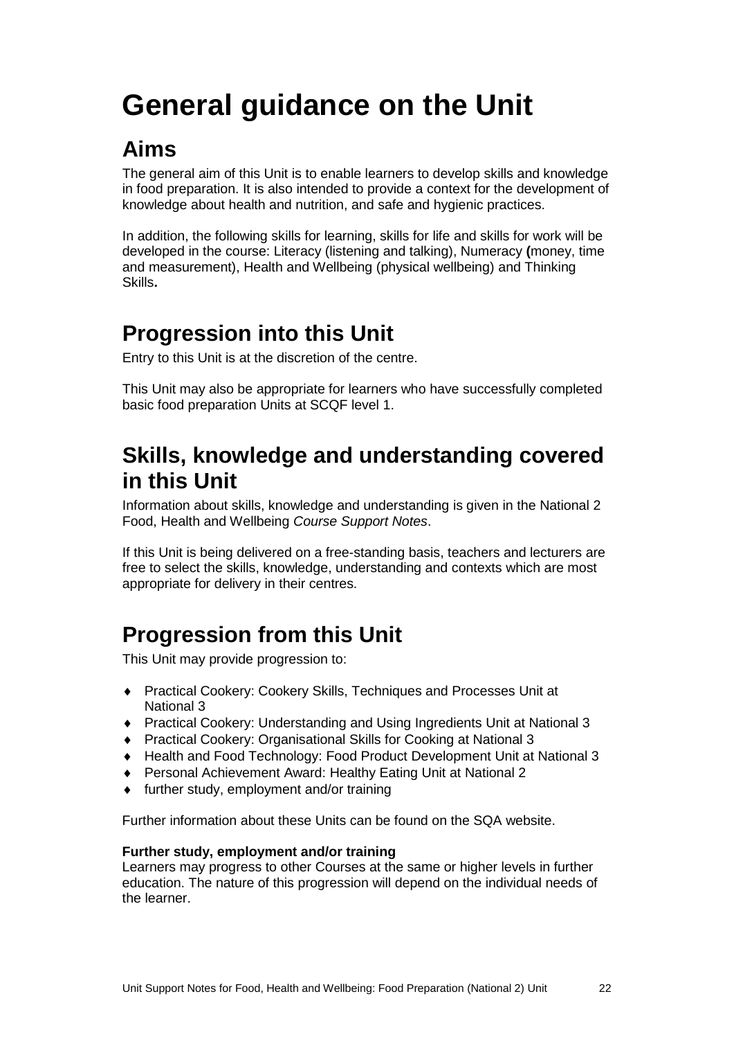# General guidance on the Unit

## Aims

The general aim of this Unit is to enable learners to develop skills and knowledge in food preparation. It is also intended to provide a context for the development of knowledge about health and nutrition, and safe and hygienic practices.

In addition, the following skills for learning, skills for life and skills for work will be developed in the course: Literacy (listening and talking), Numeracy **(**money, time and measurement), Health and Wellbeing (physical wellbeing) and Thinking Skills**.**

## Progression into this Unit

Entry to this Unit is at the discretion of the centre.

This Unit may also be appropriate for learners who have successfully completed basic food preparation Units at SCQF level 1.

## Skills, knowledge and understanding covered in this Unit

Information about skills, knowledge and understanding is given in the National 2 Food, Health and Wellbeing *Course Support Notes*.

If this Unit is being delivered on a free-standing basis, teachers and lecturers are free to select the skills, knowledge, understanding and contexts which are most appropriate for delivery in their centres.

## Progression from this Unit

This Unit may provide progression to:

- Practical Cookery: Cookery Skills, Techniques and Processes Unit at National 3
- Practical Cookery: Understanding and Using Ingredients Unit at National 3
- Practical Cookery: Organisational Skills for Cooking at National 3
- Health and Food Technology: Food Product Development Unit at National 3
- Personal Achievement Award: Healthy Eating Unit at National 2
- further study, employment and/or training

Further information about these Units can be found on the SQA website.

**Further study, employment and/or training**
Learners may progress to other Courses at the same or higher levels in further education. The nature of this progression will depend on the individual needs of the learner.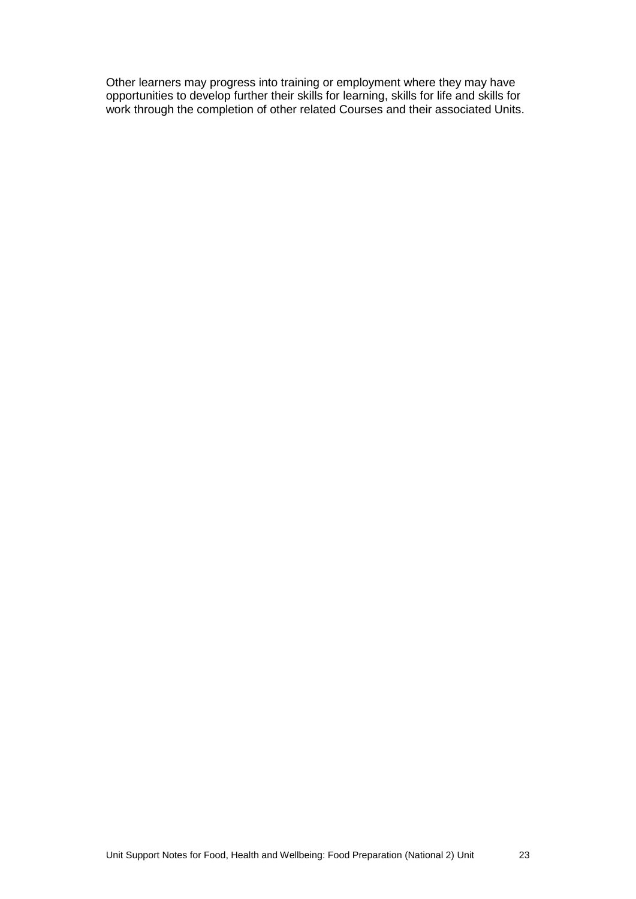Other learners may progress into training or employment where they may have opportunities to develop further their skills for learning, skills for life and skills for work through the completion of other related Courses and their associated Units.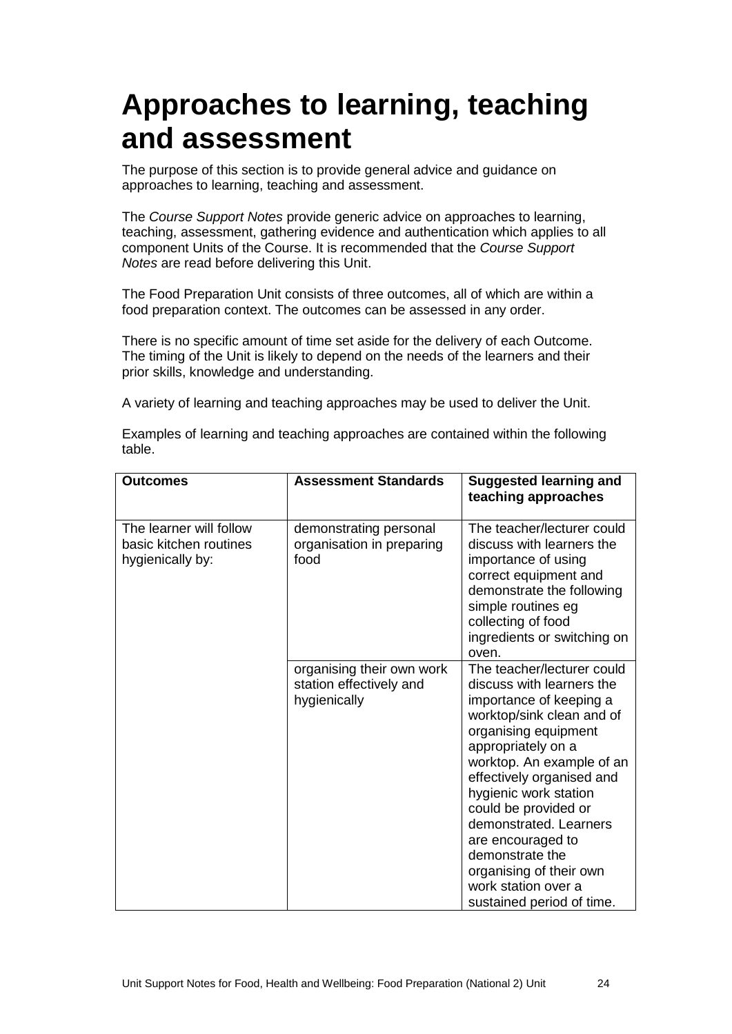# Approaches to learning, teaching and assessment

The purpose of this section is to provide general advice and guidance on approaches to learning, teaching and assessment.

The *Course Support Notes* provide generic advice on approaches to learning, teaching, assessment, gathering evidence and authentication which applies to all component Units of the Course. It is recommended that the *Course Support Notes* are read before delivering this Unit.

The Food Preparation Unit consists of three outcomes, all of which are within a food preparation context. The outcomes can be assessed in any order.

There is no specific amount of time set aside for the delivery of each Outcome. The timing of the Unit is likely to depend on the needs of the learners and their prior skills, knowledge and understanding.

A variety of learning and teaching approaches may be used to deliver the Unit.

Examples of learning and teaching approaches are contained within the following table.

| **Outcomes** | **Assessment Standards** | **Suggested learning and teaching approaches** |
|---|---|---|
| The learner will follow basic kitchen routines hygienically by: | demonstrating personal organisation in preparing food | The teacher/lecturer could discuss with learners the importance of using correct equipment and demonstrate the following simple routines eg collecting of food ingredients or switching on oven. |
| | organising their own work station effectively and hygienically | The teacher/lecturer could discuss with learners the importance of keeping a worktop/sink clean and of organising equipment appropriately on a worktop. An example of an effectively organised and hygienic work station could be provided or demonstrated. Learners are encouraged to demonstrate the organising of their own work station over a sustained period of time. |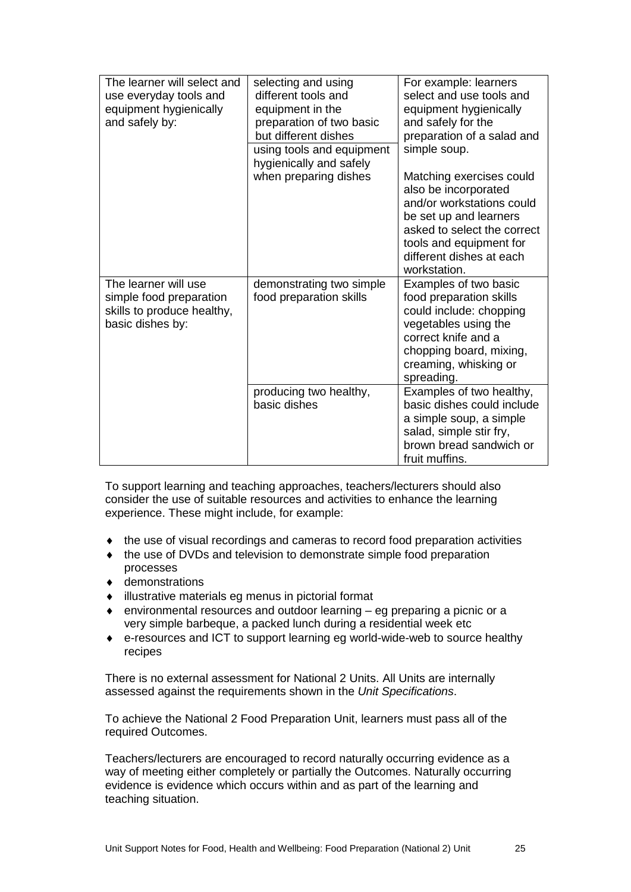| | | |
|---|---|---|
| The learner will select and use everyday tools and equipment hygienically and safely by: | selecting and using different tools and equipment in the preparation of two basic but different dishes | For example: learners select and use tools and equipment hygienically and safely for the preparation of a salad and simple soup.<br><br>Matching exercises could also be incorporated and/or workstations could be set up and learners asked to select the correct tools and equipment for different dishes at each workstation. |
| | using tools and equipment hygienically and safely when preparing dishes | |
| The learner will use simple food preparation skills to produce healthy, basic dishes by: | demonstrating two simple food preparation skills | Examples of two basic food preparation skills could include: chopping vegetables using the correct knife and a chopping board, mixing, creaming, whisking or spreading. |
| | producing two healthy, basic dishes | Examples of two healthy, basic dishes could include a simple soup, a simple salad, simple stir fry, brown bread sandwich or fruit muffins. |

To support learning and teaching approaches, teachers/lecturers should also consider the use of suitable resources and activities to enhance the learning experience. These might include, for example:

- the use of visual recordings and cameras to record food preparation activities
- the use of DVDs and television to demonstrate simple food preparation processes
- demonstrations
- illustrative materials eg menus in pictorial format
- environmental resources and outdoor learning – eg preparing a picnic or a very simple barbeque, a packed lunch during a residential week etc
- e-resources and ICT to support learning eg world-wide-web to source healthy recipes

There is no external assessment for National 2 Units. All Units are internally assessed against the requirements shown in the *Unit Specifications*.

To achieve the National 2 Food Preparation Unit, learners must pass all of the required Outcomes.

Teachers/lecturers are encouraged to record naturally occurring evidence as a way of meeting either completely or partially the Outcomes. Naturally occurring evidence is evidence which occurs within and as part of the learning and teaching situation.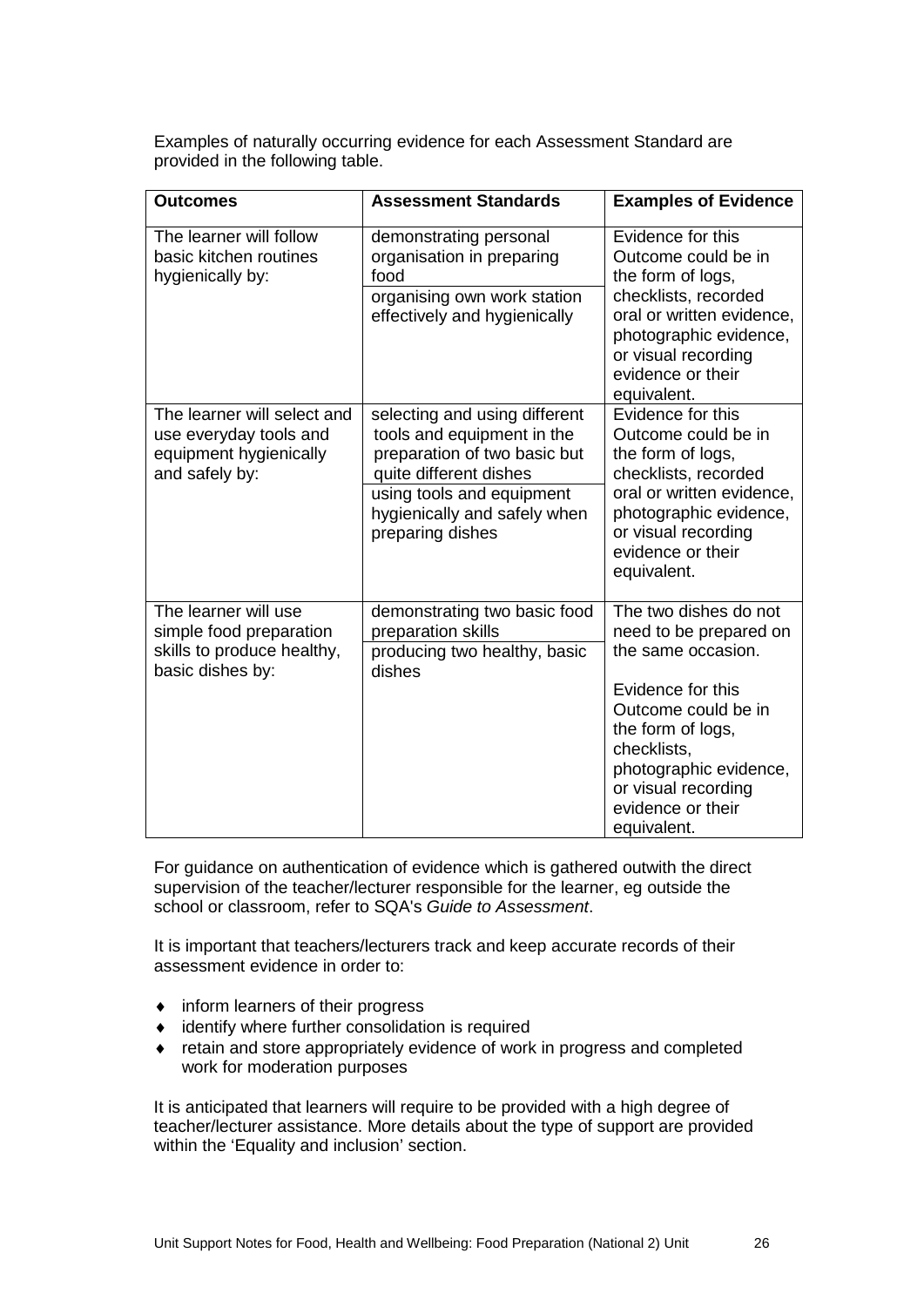Examples of naturally occurring evidence for each Assessment Standard are provided in the following table.

| Outcomes | Assessment Standards | Examples of Evidence |
|---|---|---|
| The learner will follow basic kitchen routines hygienically by: | demonstrating personal organisation in preparing food<br>organising own work station effectively and hygienically | Evidence for this Outcome could be in the form of logs, checklists, recorded oral or written evidence, photographic evidence, or visual recording evidence or their equivalent. |
| The learner will select and use everyday tools and equipment hygienically and safely by: | selecting and using different tools and equipment in the preparation of two basic but quite different dishes<br>using tools and equipment hygienically and safely when preparing dishes | Evidence for this Outcome could be in the form of logs, checklists, recorded oral or written evidence, photographic evidence, or visual recording evidence or their equivalent. |
| The learner will use simple food preparation skills to produce healthy, basic dishes by: | demonstrating two basic food preparation skills<br>producing two healthy, basic dishes | The two dishes do not need to be prepared on the same occasion.<br><br>Evidence for this Outcome could be in the form of logs, checklists, photographic evidence, or visual recording evidence or their equivalent. |

For guidance on authentication of evidence which is gathered outwith the direct supervision of the teacher/lecturer responsible for the learner, eg outside the school or classroom, refer to SQA's *Guide to Assessment*.

It is important that teachers/lecturers track and keep accurate records of their assessment evidence in order to:

- inform learners of their progress
- identify where further consolidation is required
- retain and store appropriately evidence of work in progress and completed work for moderation purposes

It is anticipated that learners will require to be provided with a high degree of teacher/lecturer assistance. More details about the type of support are provided within the 'Equality and inclusion' section.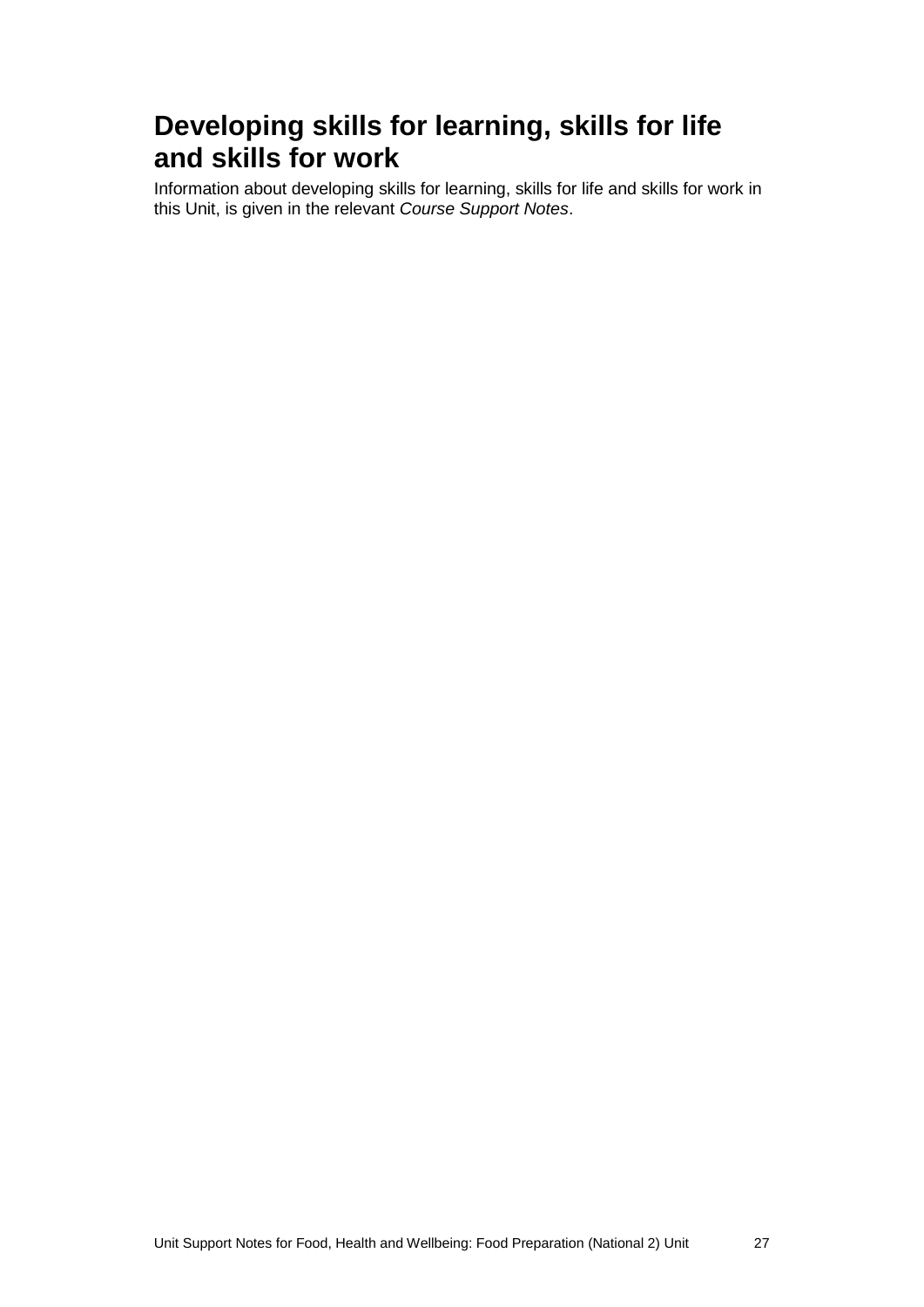## Developing skills for learning, skills for life and skills for work

Information about developing skills for learning, skills for life and skills for work in this Unit, is given in the relevant *Course Support Notes*.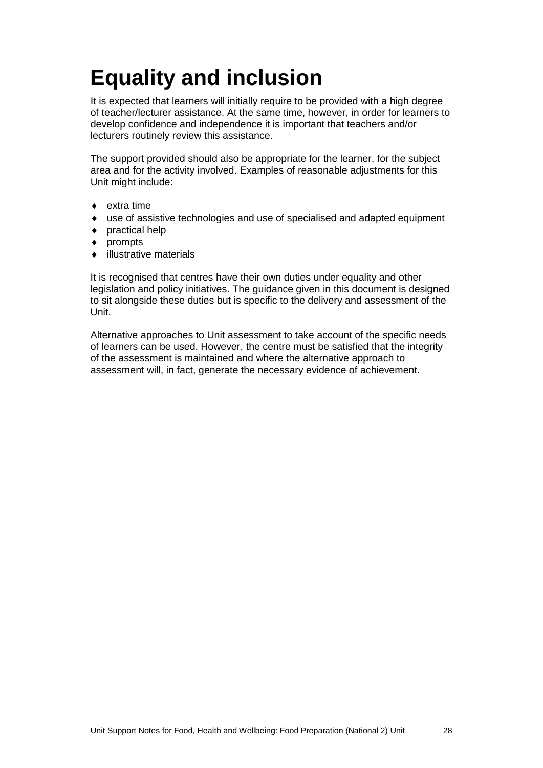# Equality and inclusion

It is expected that learners will initially require to be provided with a high degree of teacher/lecturer assistance. At the same time, however, in order for learners to develop confidence and independence it is important that teachers and/or lecturers routinely review this assistance.

The support provided should also be appropriate for the learner, for the subject area and for the activity involved. Examples of reasonable adjustments for this Unit might include:

- extra time
- use of assistive technologies and use of specialised and adapted equipment
- practical help
- prompts
- illustrative materials

It is recognised that centres have their own duties under equality and other legislation and policy initiatives. The guidance given in this document is designed to sit alongside these duties but is specific to the delivery and assessment of the Unit.

Alternative approaches to Unit assessment to take account of the specific needs of learners can be used. However, the centre must be satisfied that the integrity of the assessment is maintained and where the alternative approach to assessment will, in fact, generate the necessary evidence of achievement.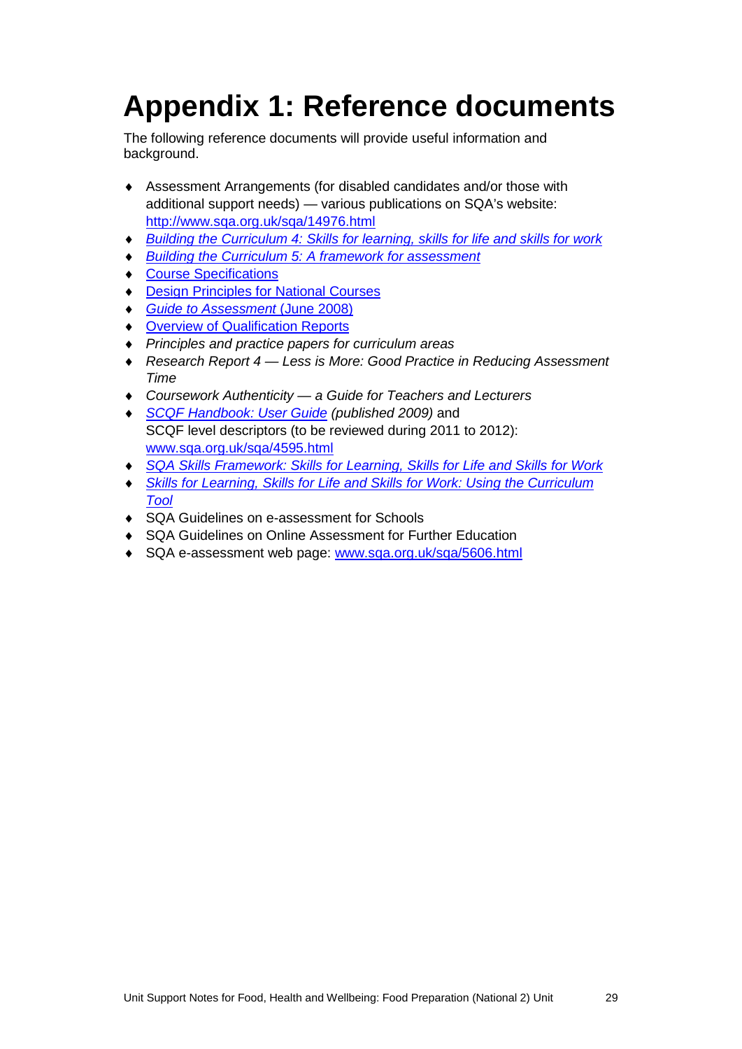# Appendix 1: Reference documents

The following reference documents will provide useful information and background.

- Assessment Arrangements (for disabled candidates and/or those with additional support needs) — various publications on SQA's website: http://www.sqa.org.uk/sqa/14976.html
- *Building the Curriculum 4: Skills for learning, skills for life and skills for work*
- *Building the Curriculum 5: A framework for assessment*
- Course Specifications
- Design Principles for National Courses
- *Guide to Assessment* (June 2008)
- Overview of Qualification Reports
- *Principles and practice papers for curriculum areas*
- *Research Report 4 — Less is More: Good Practice in Reducing Assessment Time*
- *Coursework Authenticity — a Guide for Teachers and Lecturers*
- *SCQF Handbook: User Guide (published 2009)* and SCQF level descriptors (to be reviewed during 2011 to 2012): www.sqa.org.uk/sqa/4595.html
- *SQA Skills Framework: Skills for Learning, Skills for Life and Skills for Work*
- *Skills for Learning, Skills for Life and Skills for Work: Using the Curriculum Tool*
- SQA Guidelines on e-assessment for Schools
- SQA Guidelines on Online Assessment for Further Education
- SQA e-assessment web page: www.sqa.org.uk/sqa/5606.html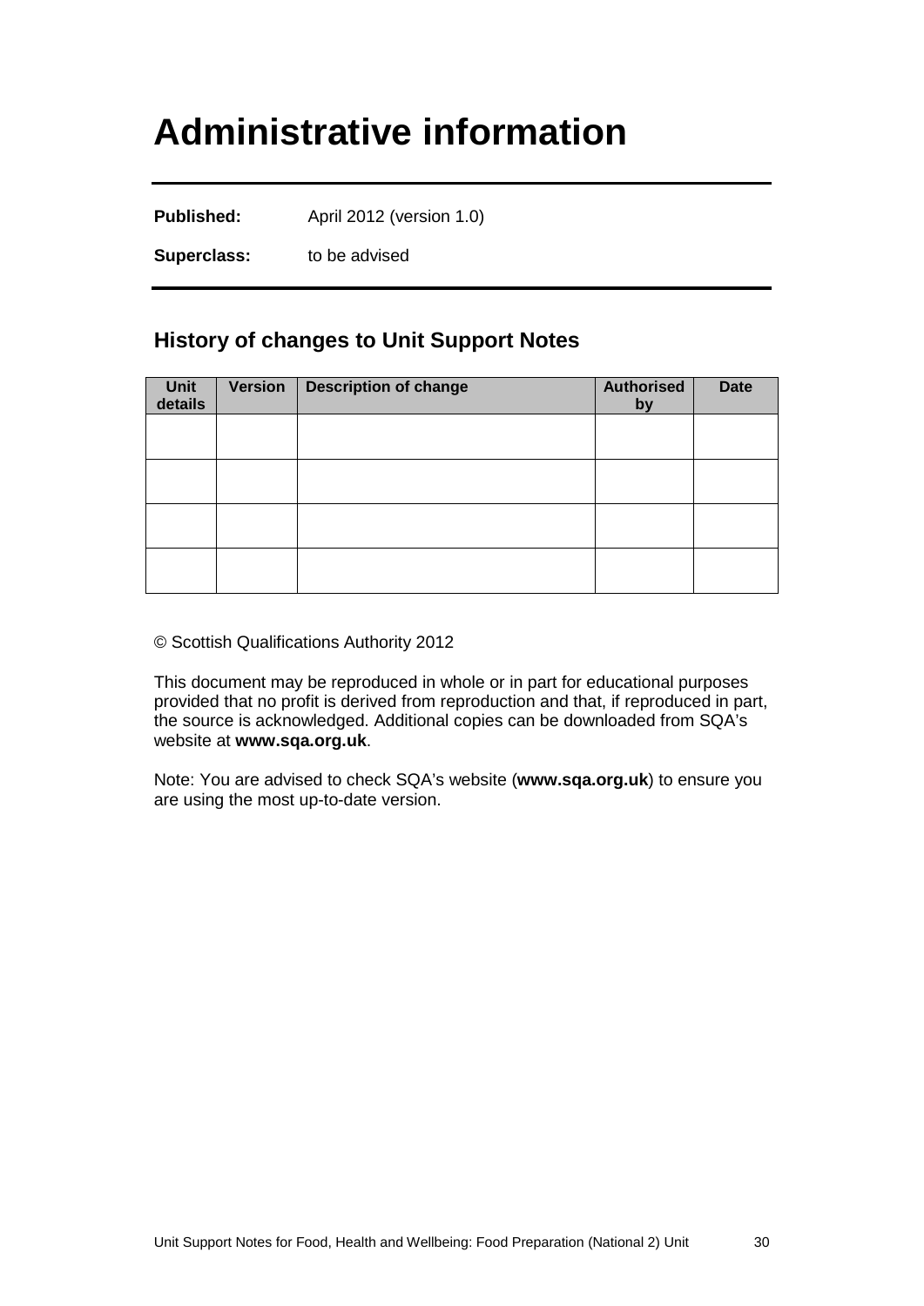# Administrative information

**Published:** April 2012 (version 1.0)

**Superclass:** to be advised

## History of changes to Unit Support Notes

| Unit details | Version | Description of change | Authorised by | Date |
|---|---|---|---|---|
| | | | | |
| | | | | |
| | | | | |
| | | | | |

© Scottish Qualifications Authority 2012

This document may be reproduced in whole or in part for educational purposes provided that no profit is derived from reproduction and that, if reproduced in part, the source is acknowledged. Additional copies can be downloaded from SQA's website at **www.sqa.org.uk**.

Note: You are advised to check SQA's website (**www.sqa.org.uk**) to ensure you are using the most up-to-date version.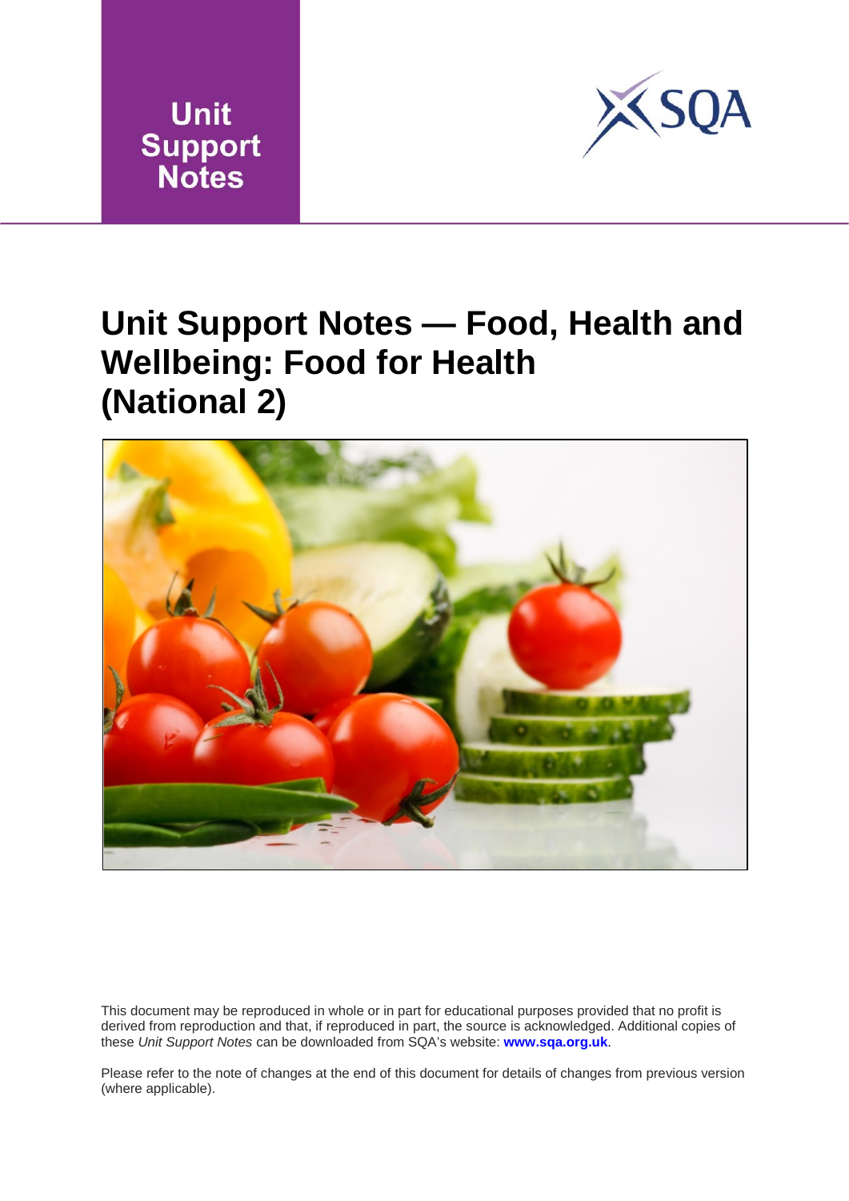Unit Support Notes

# Unit Support Notes — Food, Health and Wellbeing: Food for Health (National 2)

This document may be reproduced in whole or in part for educational purposes provided that no profit is derived from reproduction and that, if reproduced in part, the source is acknowledged. Additional copies of these *Unit Support Notes* can be downloaded from SQA's website: **www.sqa.org.uk**.

Please refer to the note of changes at the end of this document for details of changes from previous version (where applicable).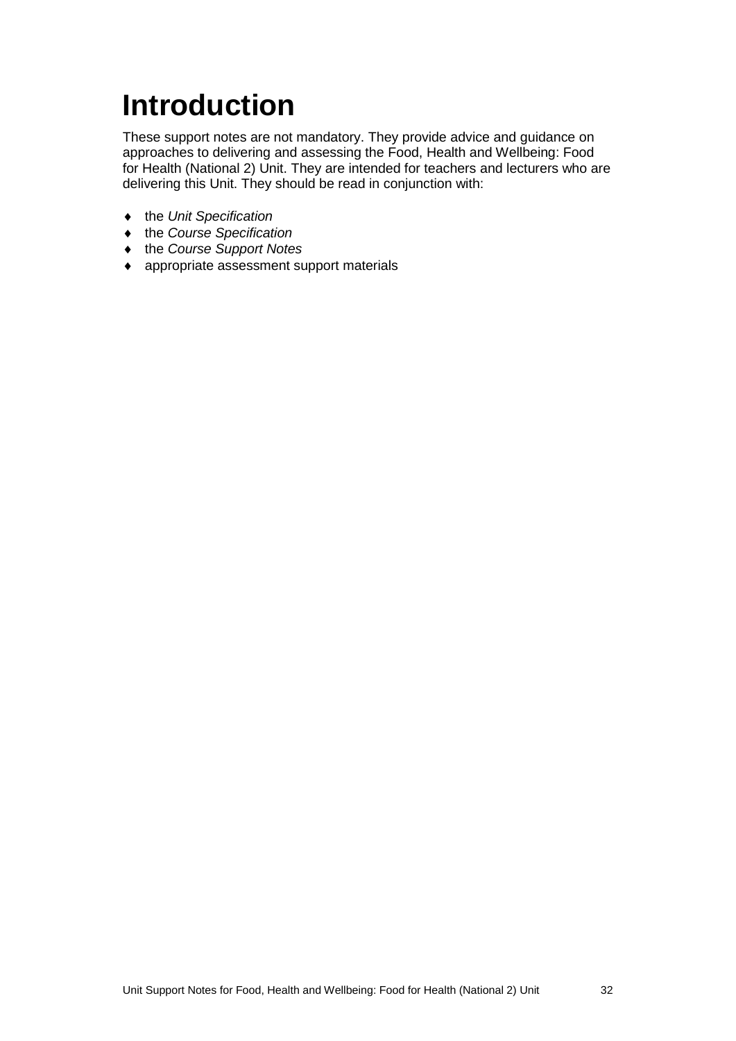# Introduction

These support notes are not mandatory. They provide advice and guidance on approaches to delivering and assessing the Food, Health and Wellbeing: Food for Health (National 2) Unit. They are intended for teachers and lecturers who are delivering this Unit. They should be read in conjunction with:

- the *Unit Specification*
- the *Course Specification*
- the *Course Support Notes*
- appropriate assessment support materials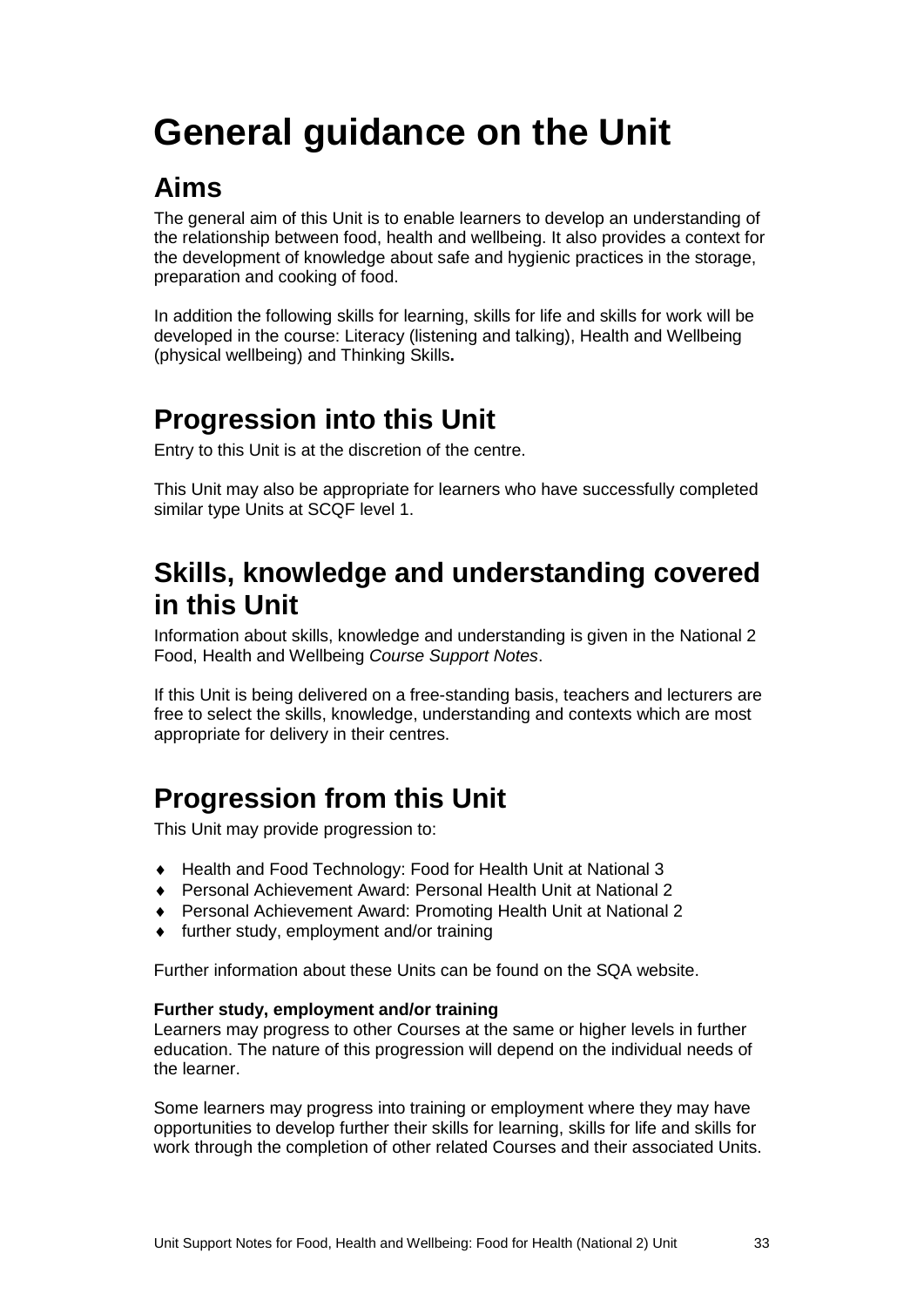# General guidance on the Unit

## Aims

The general aim of this Unit is to enable learners to develop an understanding of the relationship between food, health and wellbeing. It also provides a context for the development of knowledge about safe and hygienic practices in the storage, preparation and cooking of food.

In addition the following skills for learning, skills for life and skills for work will be developed in the course: Literacy (listening and talking), Health and Wellbeing (physical wellbeing) and Thinking Skills**.**

## Progression into this Unit

Entry to this Unit is at the discretion of the centre.

This Unit may also be appropriate for learners who have successfully completed similar type Units at SCQF level 1.

## Skills, knowledge and understanding covered in this Unit

Information about skills, knowledge and understanding is given in the National 2 Food, Health and Wellbeing *Course Support Notes*.

If this Unit is being delivered on a free-standing basis, teachers and lecturers are free to select the skills, knowledge, understanding and contexts which are most appropriate for delivery in their centres.

## Progression from this Unit

This Unit may provide progression to:

- Health and Food Technology: Food for Health Unit at National 3
- Personal Achievement Award: Personal Health Unit at National 2
- Personal Achievement Award: Promoting Health Unit at National 2
- further study, employment and/or training

Further information about these Units can be found on the SQA website.

**Further study, employment and/or training**

Learners may progress to other Courses at the same or higher levels in further education. The nature of this progression will depend on the individual needs of the learner.

Some learners may progress into training or employment where they may have opportunities to develop further their skills for learning, skills for life and skills for work through the completion of other related Courses and their associated Units.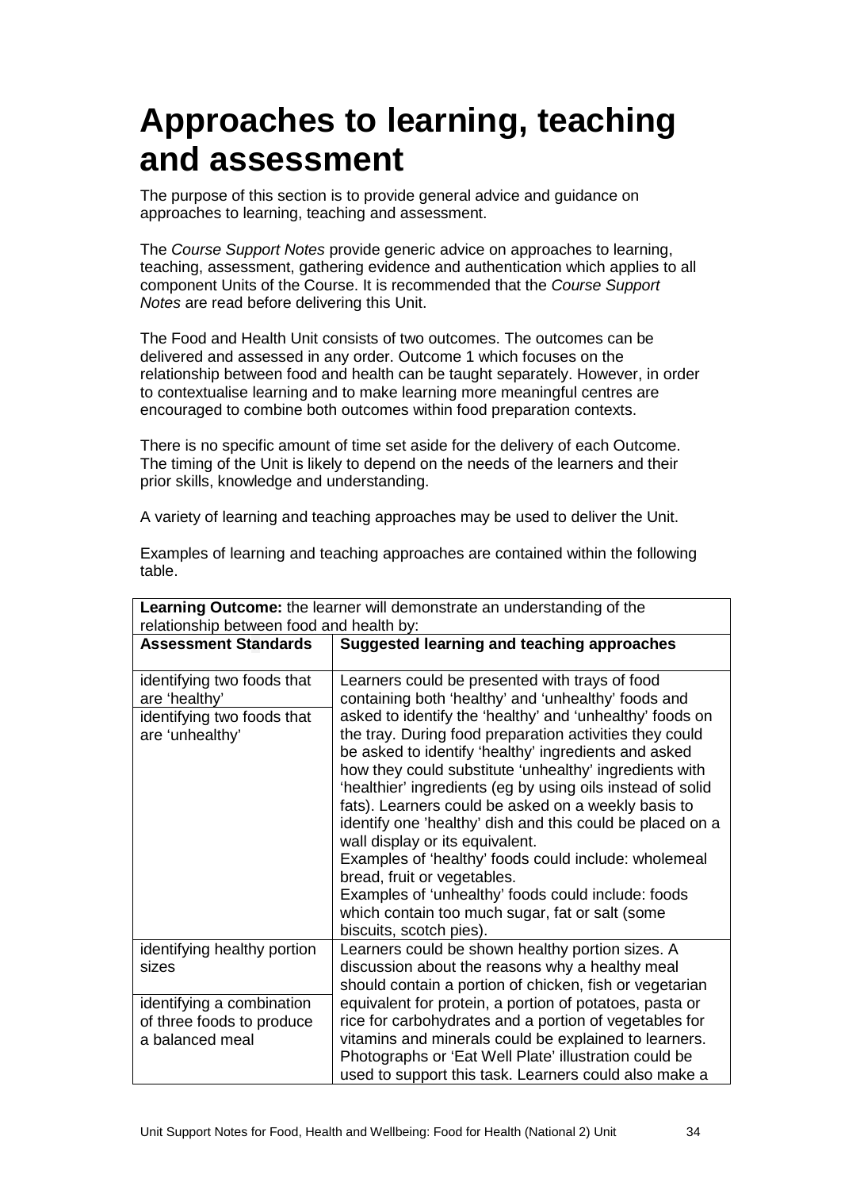# Approaches to learning, teaching and assessment

The purpose of this section is to provide general advice and guidance on approaches to learning, teaching and assessment.

The *Course Support Notes* provide generic advice on approaches to learning, teaching, assessment, gathering evidence and authentication which applies to all component Units of the Course. It is recommended that the *Course Support Notes* are read before delivering this Unit.

The Food and Health Unit consists of two outcomes. The outcomes can be delivered and assessed in any order. Outcome 1 which focuses on the relationship between food and health can be taught separately. However, in order to contextualise learning and to make learning more meaningful centres are encouraged to combine both outcomes within food preparation contexts.

There is no specific amount of time set aside for the delivery of each Outcome. The timing of the Unit is likely to depend on the needs of the learners and their prior skills, knowledge and understanding.

A variety of learning and teaching approaches may be used to deliver the Unit.

Examples of learning and teaching approaches are contained within the following table.

| **Learning Outcome:** the learner will demonstrate an understanding of the relationship between food and health by: | |
|---|---|
| **Assessment Standards** | **Suggested learning and teaching approaches** |
| identifying two foods that are 'healthy'<br><br>identifying two foods that are 'unhealthy' | Learners could be presented with trays of food containing both 'healthy' and 'unhealthy' foods and asked to identify the 'healthy' and 'unhealthy' foods on the tray. During food preparation activities they could be asked to identify 'healthy' ingredients and asked how they could substitute 'unhealthy' ingredients with 'healthier' ingredients (eg by using oils instead of solid fats). Learners could be asked on a weekly basis to identify one 'healthy' dish and this could be placed on a wall display or its equivalent.<br>Examples of 'healthy' foods could include: wholemeal bread, fruit or vegetables.<br>Examples of 'unhealthy' foods could include: foods which contain too much sugar, fat or salt (some biscuits, scotch pies). |
| identifying healthy portion sizes<br><br>identifying a combination of three foods to produce a balanced meal | Learners could be shown healthy portion sizes. A discussion about the reasons why a healthy meal should contain a portion of chicken, fish or vegetarian equivalent for protein, a portion of potatoes, pasta or rice for carbohydrates and a portion of vegetables for vitamins and minerals could be explained to learners. Photographs or 'Eat Well Plate' illustration could be used to support this task. Learners could also make a |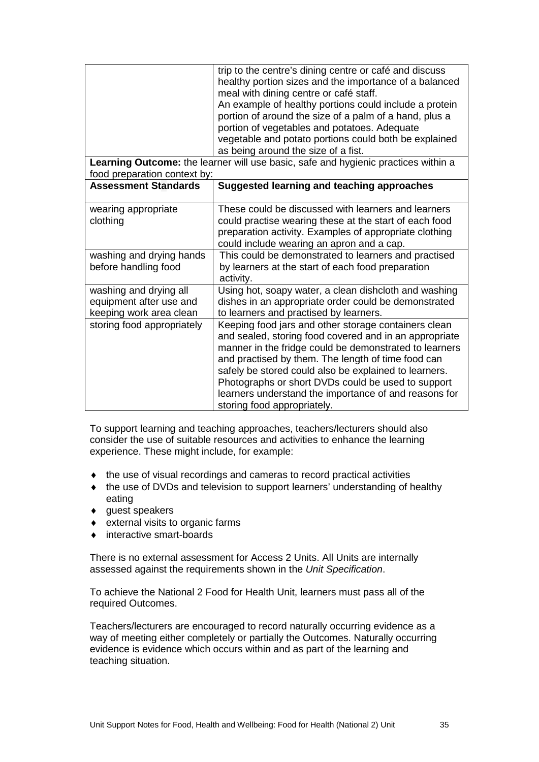| | |
|---|---|
| | trip to the centre's dining centre or café and discuss healthy portion sizes and the importance of a balanced meal with dining centre or café staff.<br>An example of healthy portions could include a protein portion of around the size of a palm of a hand, plus a portion of vegetables and potatoes. Adequate vegetable and potato portions could both be explained as being around the size of a fist. |

**Learning Outcome:** the learner will use basic, safe and hygienic practices within a food preparation context by:

| Assessment Standards | Suggested learning and teaching approaches |
|---|---|
| wearing appropriate clothing | These could be discussed with learners and learners could practise wearing these at the start of each food preparation activity. Examples of appropriate clothing could include wearing an apron and a cap. |
| washing and drying hands before handling food | This could be demonstrated to learners and practised by learners at the start of each food preparation activity. |
| washing and drying all equipment after use and keeping work area clean | Using hot, soapy water, a clean dishcloth and washing dishes in an appropriate order could be demonstrated to learners and practised by learners. |
| storing food appropriately | Keeping food jars and other storage containers clean and sealed, storing food covered and in an appropriate manner in the fridge could be demonstrated to learners and practised by them. The length of time food can safely be stored could also be explained to learners. Photographs or short DVDs could be used to support learners understand the importance of and reasons for storing food appropriately. |

To support learning and teaching approaches, teachers/lecturers should also consider the use of suitable resources and activities to enhance the learning experience. These might include, for example:

- the use of visual recordings and cameras to record practical activities
- the use of DVDs and television to support learners' understanding of healthy eating
- guest speakers
- external visits to organic farms
- interactive smart-boards

There is no external assessment for Access 2 Units. All Units are internally assessed against the requirements shown in the *Unit Specification*.

To achieve the National 2 Food for Health Unit, learners must pass all of the required Outcomes.

Teachers/lecturers are encouraged to record naturally occurring evidence as a way of meeting either completely or partially the Outcomes. Naturally occurring evidence is evidence which occurs within and as part of the learning and teaching situation.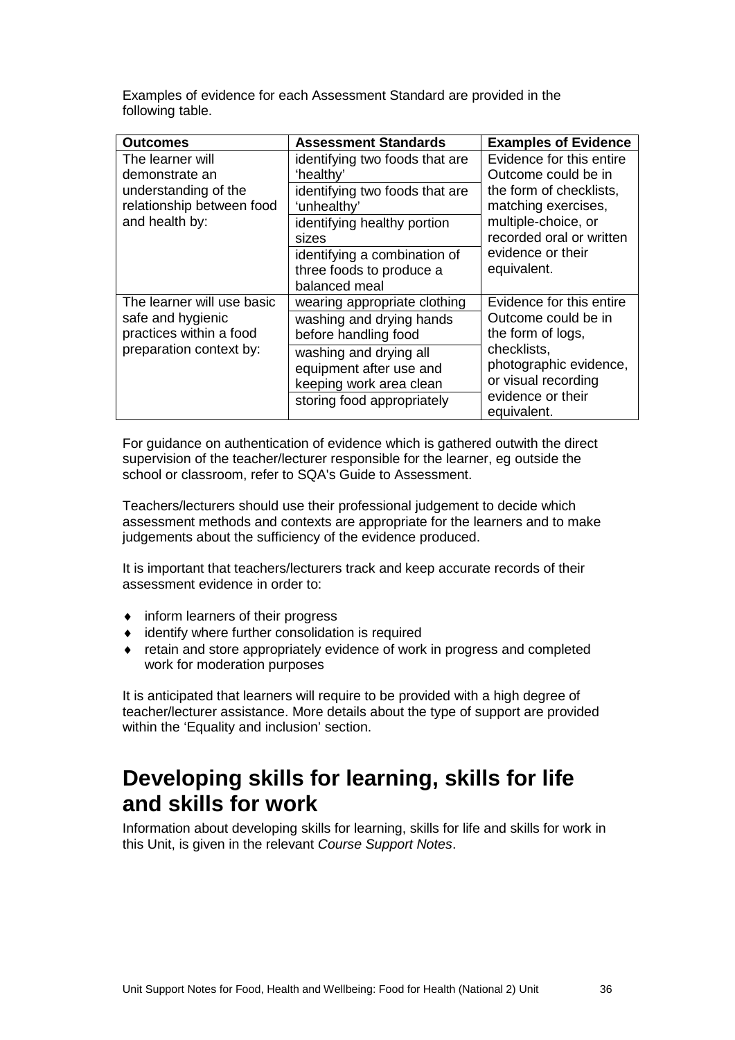Examples of evidence for each Assessment Standard are provided in the following table.

| Outcomes | Assessment Standards | Examples of Evidence |
|---|---|---|
| The learner will demonstrate an understanding of the relationship between food and health by: | identifying two foods that are 'healthy' | Evidence for this entire Outcome could be in the form of checklists, matching exercises, multiple-choice, or recorded oral or written evidence or their equivalent. |
| | identifying two foods that are 'unhealthy' | |
| | identifying healthy portion sizes | |
| | identifying a combination of three foods to produce a balanced meal | |
| The learner will use basic safe and hygienic practices within a food preparation context by: | wearing appropriate clothing | Evidence for this entire Outcome could be in the form of logs, checklists, photographic evidence, or visual recording evidence or their equivalent. |
| | washing and drying hands before handling food | |
| | washing and drying all equipment after use and keeping work area clean | |
| | storing food appropriately | |

For guidance on authentication of evidence which is gathered outwith the direct supervision of the teacher/lecturer responsible for the learner, eg outside the school or classroom, refer to SQA's Guide to Assessment.

Teachers/lecturers should use their professional judgement to decide which assessment methods and contexts are appropriate for the learners and to make judgements about the sufficiency of the evidence produced.

It is important that teachers/lecturers track and keep accurate records of their assessment evidence in order to:

- inform learners of their progress
- identify where further consolidation is required
- retain and store appropriately evidence of work in progress and completed work for moderation purposes

It is anticipated that learners will require to be provided with a high degree of teacher/lecturer assistance. More details about the type of support are provided within the 'Equality and inclusion' section.

# Developing skills for learning, skills for life and skills for work

Information about developing skills for learning, skills for life and skills for work in this Unit, is given in the relevant *Course Support Notes*.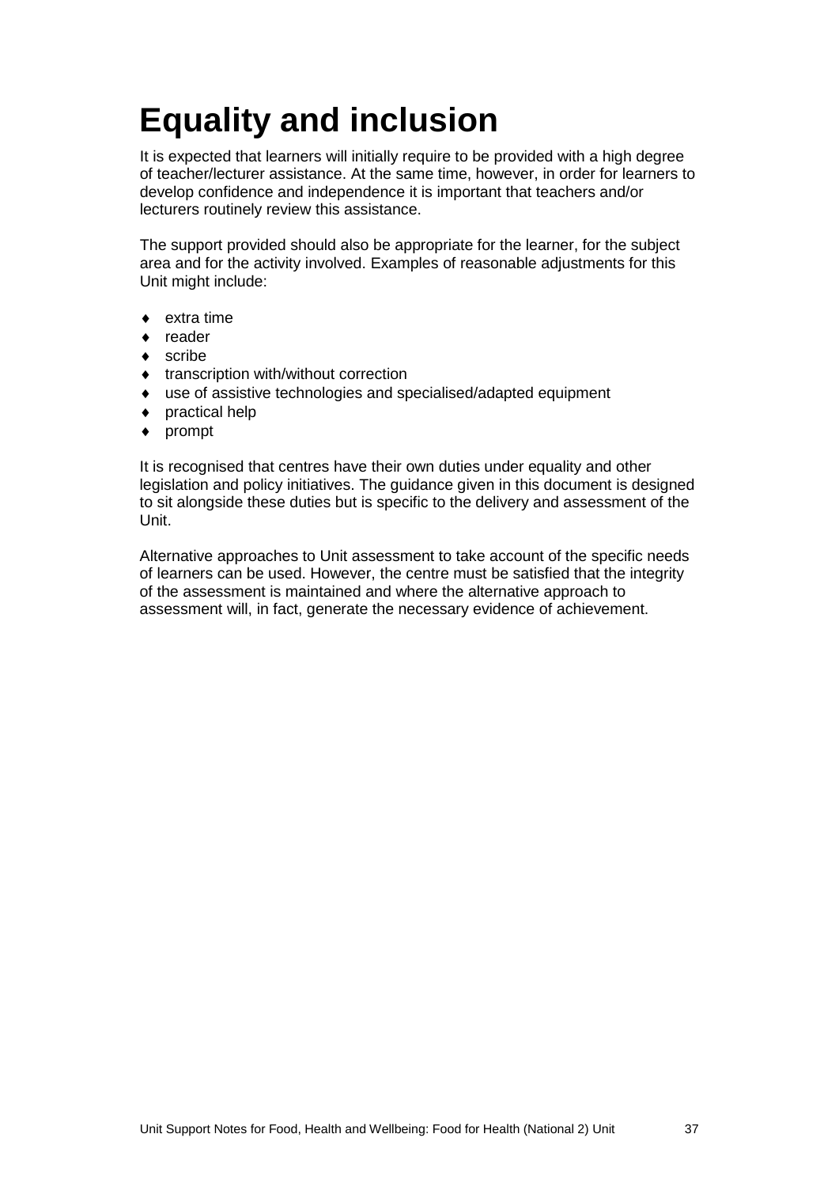# Equality and inclusion

It is expected that learners will initially require to be provided with a high degree of teacher/lecturer assistance. At the same time, however, in order for learners to develop confidence and independence it is important that teachers and/or lecturers routinely review this assistance.

The support provided should also be appropriate for the learner, for the subject area and for the activity involved. Examples of reasonable adjustments for this Unit might include:

- extra time
- reader
- scribe
- transcription with/without correction
- use of assistive technologies and specialised/adapted equipment
- practical help
- prompt

It is recognised that centres have their own duties under equality and other legislation and policy initiatives. The guidance given in this document is designed to sit alongside these duties but is specific to the delivery and assessment of the Unit.

Alternative approaches to Unit assessment to take account of the specific needs of learners can be used. However, the centre must be satisfied that the integrity of the assessment is maintained and where the alternative approach to assessment will, in fact, generate the necessary evidence of achievement.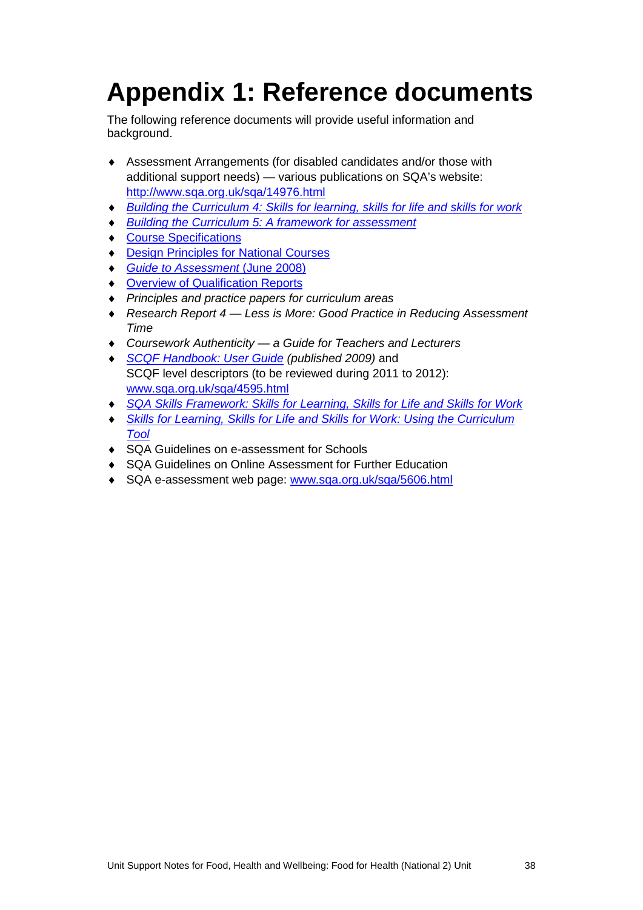# Appendix 1: Reference documents

The following reference documents will provide useful information and background.

- Assessment Arrangements (for disabled candidates and/or those with additional support needs) — various publications on SQA's website: http://www.sqa.org.uk/sqa/14976.html
- *Building the Curriculum 4: Skills for learning, skills for life and skills for work*
- *Building the Curriculum 5: A framework for assessment*
- Course Specifications
- Design Principles for National Courses
- *Guide to Assessment* (June 2008)
- Overview of Qualification Reports
- *Principles and practice papers for curriculum areas*
- *Research Report 4 — Less is More: Good Practice in Reducing Assessment Time*
- *Coursework Authenticity — a Guide for Teachers and Lecturers*
- *SCQF Handbook: User Guide (published 2009)* and SCQF level descriptors (to be reviewed during 2011 to 2012): www.sqa.org.uk/sqa/4595.html
- *SQA Skills Framework: Skills for Learning, Skills for Life and Skills for Work*
- *Skills for Learning, Skills for Life and Skills for Work: Using the Curriculum Tool*
- SQA Guidelines on e-assessment for Schools
- SQA Guidelines on Online Assessment for Further Education
- SQA e-assessment web page: www.sqa.org.uk/sqa/5606.html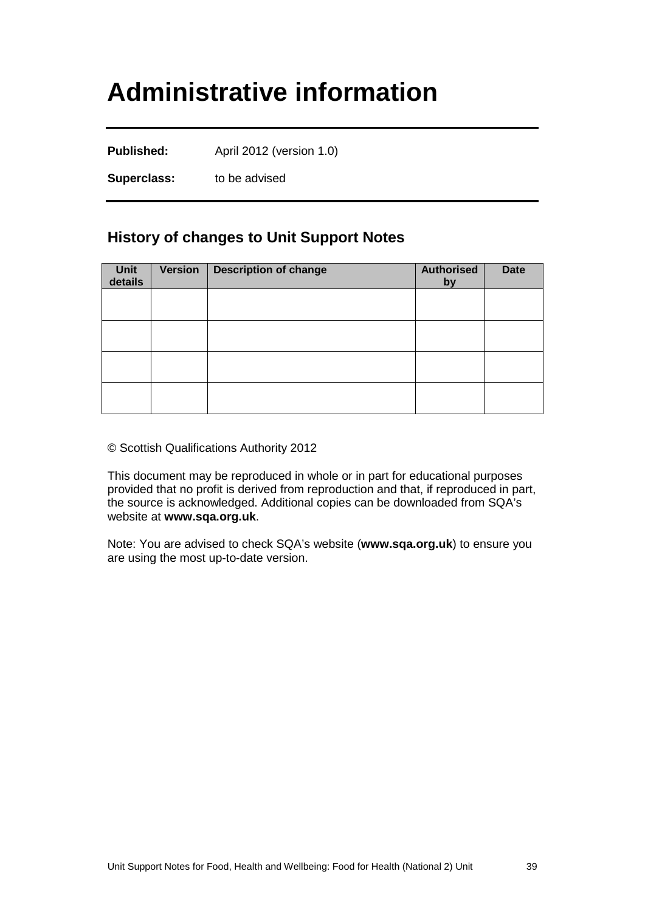# Administrative information

**Published:** April 2012 (version 1.0)

**Superclass:** to be advised

## History of changes to Unit Support Notes

| Unit details | Version | Description of change | Authorised by | Date |
|---|---|---|---|---|
| | | | | |
| | | | | |
| | | | | |
| | | | | |

© Scottish Qualifications Authority 2012

This document may be reproduced in whole or in part for educational purposes provided that no profit is derived from reproduction and that, if reproduced in part, the source is acknowledged. Additional copies can be downloaded from SQA's website at **www.sqa.org.uk**.

Note: You are advised to check SQA's website (**www.sqa.org.uk**) to ensure you are using the most up-to-date version.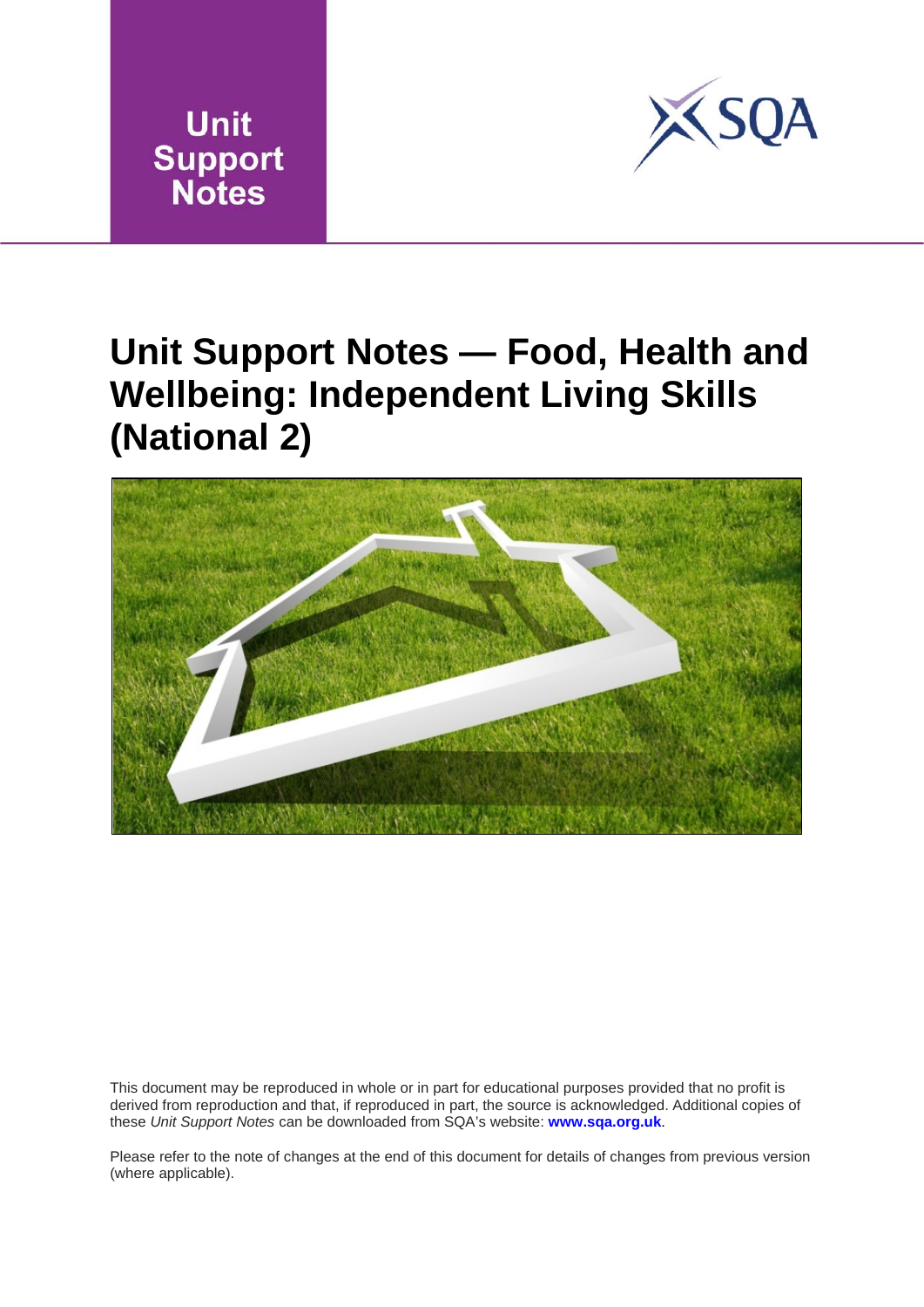Unit
Support
Notes

# Unit Support Notes — Food, Health and Wellbeing: Independent Living Skills (National 2)

This document may be reproduced in whole or in part for educational purposes provided that no profit is derived from reproduction and that, if reproduced in part, the source is acknowledged. Additional copies of these *Unit Support Notes* can be downloaded from SQA's website: **www.sqa.org.uk**.

Please refer to the note of changes at the end of this document for details of changes from previous version (where applicable).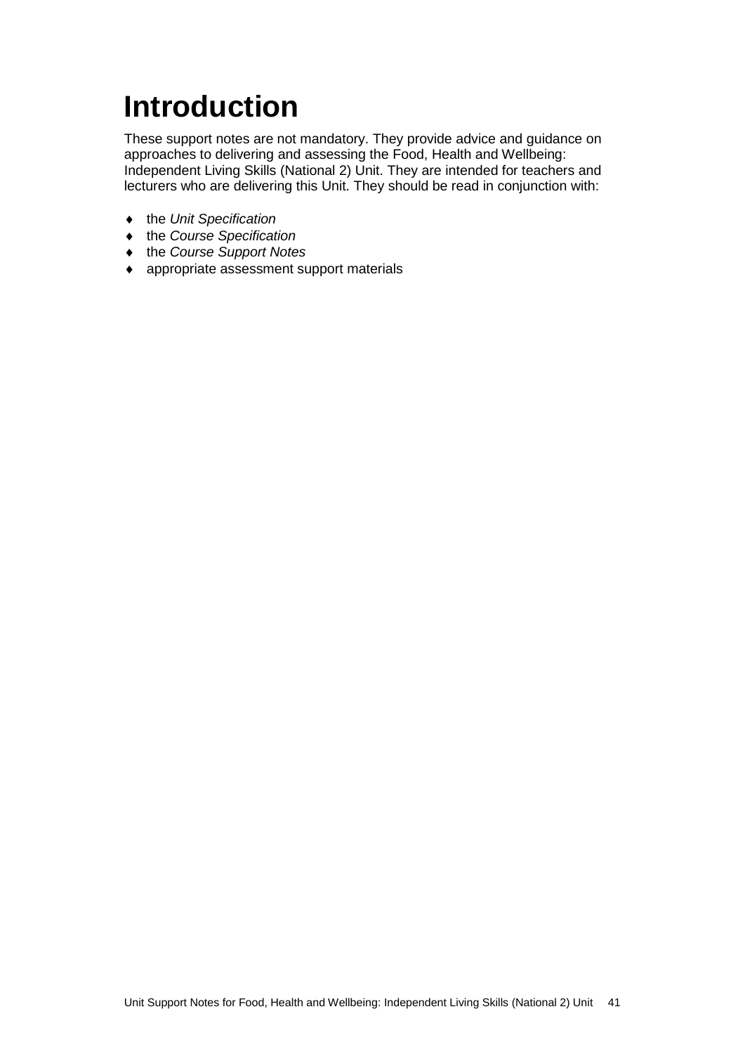# Introduction

These support notes are not mandatory. They provide advice and guidance on approaches to delivering and assessing the Food, Health and Wellbeing: Independent Living Skills (National 2) Unit. They are intended for teachers and lecturers who are delivering this Unit. They should be read in conjunction with:

- the *Unit Specification*
- the *Course Specification*
- the *Course Support Notes*
- appropriate assessment support materials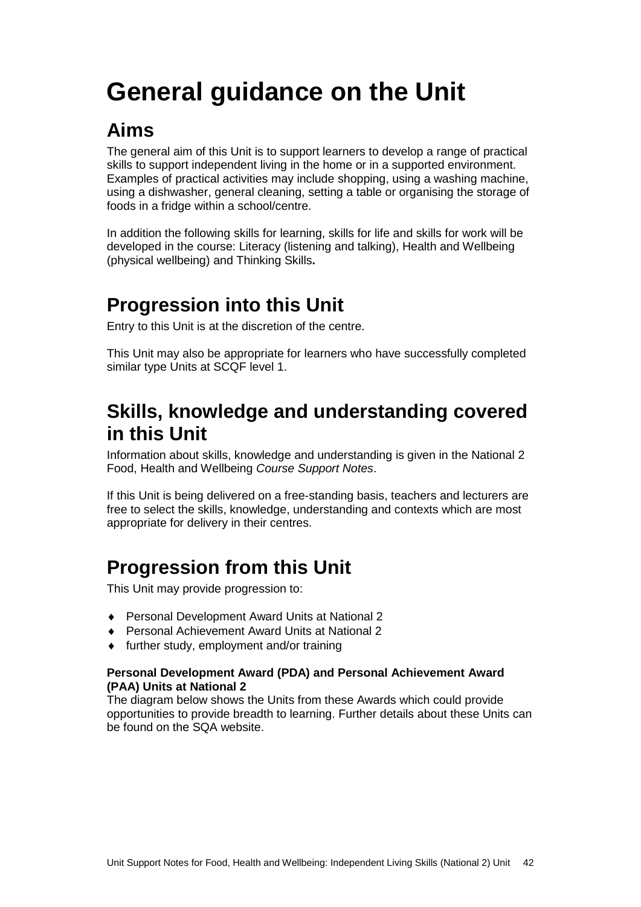# General guidance on the Unit

## Aims

The general aim of this Unit is to support learners to develop a range of practical skills to support independent living in the home or in a supported environment. Examples of practical activities may include shopping, using a washing machine, using a dishwasher, general cleaning, setting a table or organising the storage of foods in a fridge within a school/centre.

In addition the following skills for learning, skills for life and skills for work will be developed in the course: Literacy (listening and talking), Health and Wellbeing (physical wellbeing) and Thinking Skills**.**

## Progression into this Unit

Entry to this Unit is at the discretion of the centre.

This Unit may also be appropriate for learners who have successfully completed similar type Units at SCQF level 1.

## Skills, knowledge and understanding covered in this Unit

Information about skills, knowledge and understanding is given in the National 2 Food, Health and Wellbeing *Course Support Notes*.

If this Unit is being delivered on a free-standing basis, teachers and lecturers are free to select the skills, knowledge, understanding and contexts which are most appropriate for delivery in their centres.

## Progression from this Unit

This Unit may provide progression to:

- Personal Development Award Units at National 2
- Personal Achievement Award Units at National 2
- further study, employment and/or training

**Personal Development Award (PDA) and Personal Achievement Award (PAA) Units at National 2**

The diagram below shows the Units from these Awards which could provide opportunities to provide breadth to learning. Further details about these Units can be found on the SQA website.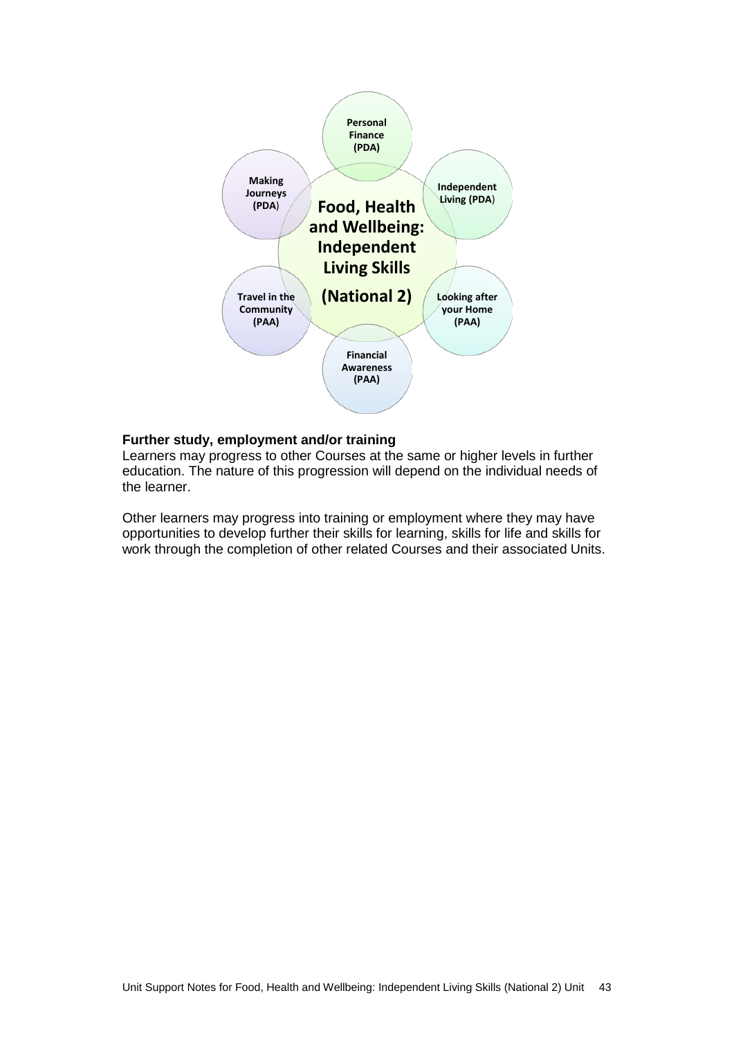Personal Finance (PDA)

Independent Living (PDA)

Looking after your Home (PAA)

Financial Awareness (PAA)

Travel in the Community (PAA)

Making Journeys (PDA)

**Food, Health and Wellbeing: Independent Living Skills (National 2)**

**Further study, employment and/or training**

Learners may progress to other Courses at the same or higher levels in further education. The nature of this progression will depend on the individual needs of the learner.

Other learners may progress into training or employment where they may have opportunities to develop further their skills for learning, skills for life and skills for work through the completion of other related Courses and their associated Units.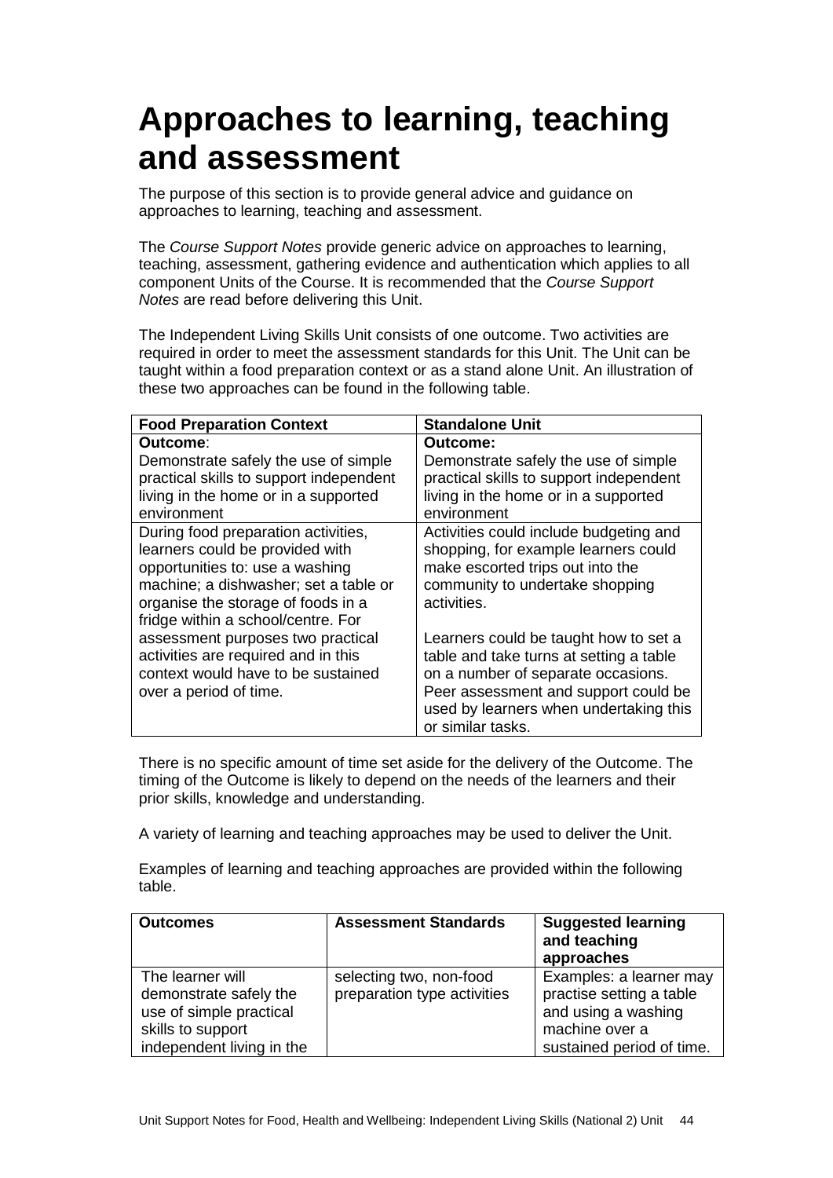# Approaches to learning, teaching and assessment

The purpose of this section is to provide general advice and guidance on approaches to learning, teaching and assessment.

The *Course Support Notes* provide generic advice on approaches to learning, teaching, assessment, gathering evidence and authentication which applies to all component Units of the Course. It is recommended that the *Course Support Notes* are read before delivering this Unit.

The Independent Living Skills Unit consists of one outcome. Two activities are required in order to meet the assessment standards for this Unit. The Unit can be taught within a food preparation context or as a stand alone Unit. An illustration of these two approaches can be found in the following table.

| Food Preparation Context | Standalone Unit |
|---|---|
| **Outcome**:<br>Demonstrate safely the use of simple practical skills to support independent living in the home or in a supported environment | **Outcome:**<br>Demonstrate safely the use of simple practical skills to support independent living in the home or in a supported environment |
| During food preparation activities, learners could be provided with opportunities to: use a washing machine; a dishwasher; set a table or organise the storage of foods in a fridge within a school/centre. For assessment purposes two practical activities are required and in this context would have to be sustained over a period of time. | Activities could include budgeting and shopping, for example learners could make escorted trips out into the community to undertake shopping activities.<br><br>Learners could be taught how to set a table and take turns at setting a table on a number of separate occasions. Peer assessment and support could be used by learners when undertaking this or similar tasks. |

There is no specific amount of time set aside for the delivery of the Outcome. The timing of the Outcome is likely to depend on the needs of the learners and their prior skills, knowledge and understanding.

A variety of learning and teaching approaches may be used to deliver the Unit.

Examples of learning and teaching approaches are provided within the following table.

| Outcomes | Assessment Standards | Suggested learning and teaching approaches |
|---|---|---|
| The learner will demonstrate safely the use of simple practical skills to support independent living in the | selecting two, non-food preparation type activities | Examples: a learner may practise setting a table and using a washing machine over a sustained period of time. |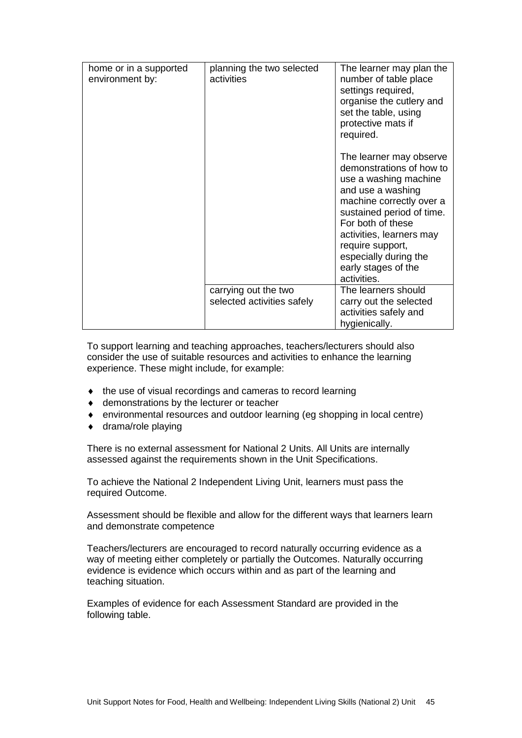| | | |
|---|---|---|
| home or in a supported environment by: | planning the two selected activities | The learner may plan the number of table place settings required, organise the cutlery and set the table, using protective mats if required.<br><br>The learner may observe demonstrations of how to use a washing machine and use a washing machine correctly over a sustained period of time. For both of these activities, learners may require support, especially during the early stages of the activities. |
| | carrying out the two selected activities safely | The learners should carry out the selected activities safely and hygienically. |

To support learning and teaching approaches, teachers/lecturers should also consider the use of suitable resources and activities to enhance the learning experience. These might include, for example:

- the use of visual recordings and cameras to record learning
- demonstrations by the lecturer or teacher
- environmental resources and outdoor learning (eg shopping in local centre)
- drama/role playing

There is no external assessment for National 2 Units. All Units are internally assessed against the requirements shown in the Unit Specifications.

To achieve the National 2 Independent Living Unit, learners must pass the required Outcome.

Assessment should be flexible and allow for the different ways that learners learn and demonstrate competence

Teachers/lecturers are encouraged to record naturally occurring evidence as a way of meeting either completely or partially the Outcomes. Naturally occurring evidence is evidence which occurs within and as part of the learning and teaching situation.

Examples of evidence for each Assessment Standard are provided in the following table.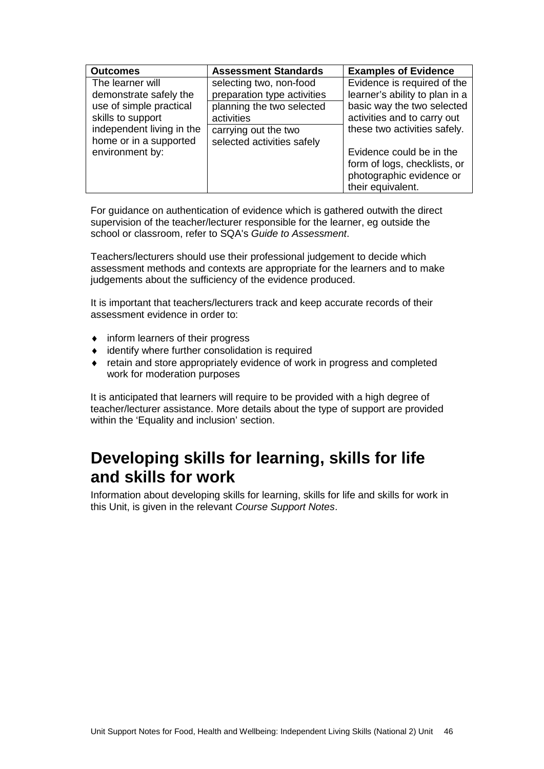| Outcomes | Assessment Standards | Examples of Evidence |
|---|---|---|
| The learner will demonstrate safely the use of simple practical skills to support independent living in the home or in a supported environment by: | selecting two, non-food preparation type activities<br>planning the two selected activities<br>carrying out the two selected activities safely | Evidence is required of the learner's ability to plan in a basic way the two selected activities and to carry out these two activities safely.<br><br>Evidence could be in the form of logs, checklists, or photographic evidence or their equivalent. |

For guidance on authentication of evidence which is gathered outwith the direct supervision of the teacher/lecturer responsible for the learner, eg outside the school or classroom, refer to SQA's *Guide to Assessment*.

Teachers/lecturers should use their professional judgement to decide which assessment methods and contexts are appropriate for the learners and to make judgements about the sufficiency of the evidence produced.

It is important that teachers/lecturers track and keep accurate records of their assessment evidence in order to:

- inform learners of their progress
- identify where further consolidation is required
- retain and store appropriately evidence of work in progress and completed work for moderation purposes

It is anticipated that learners will require to be provided with a high degree of teacher/lecturer assistance. More details about the type of support are provided within the 'Equality and inclusion' section.

# Developing skills for learning, skills for life and skills for work

Information about developing skills for learning, skills for life and skills for work in this Unit, is given in the relevant *Course Support Notes*.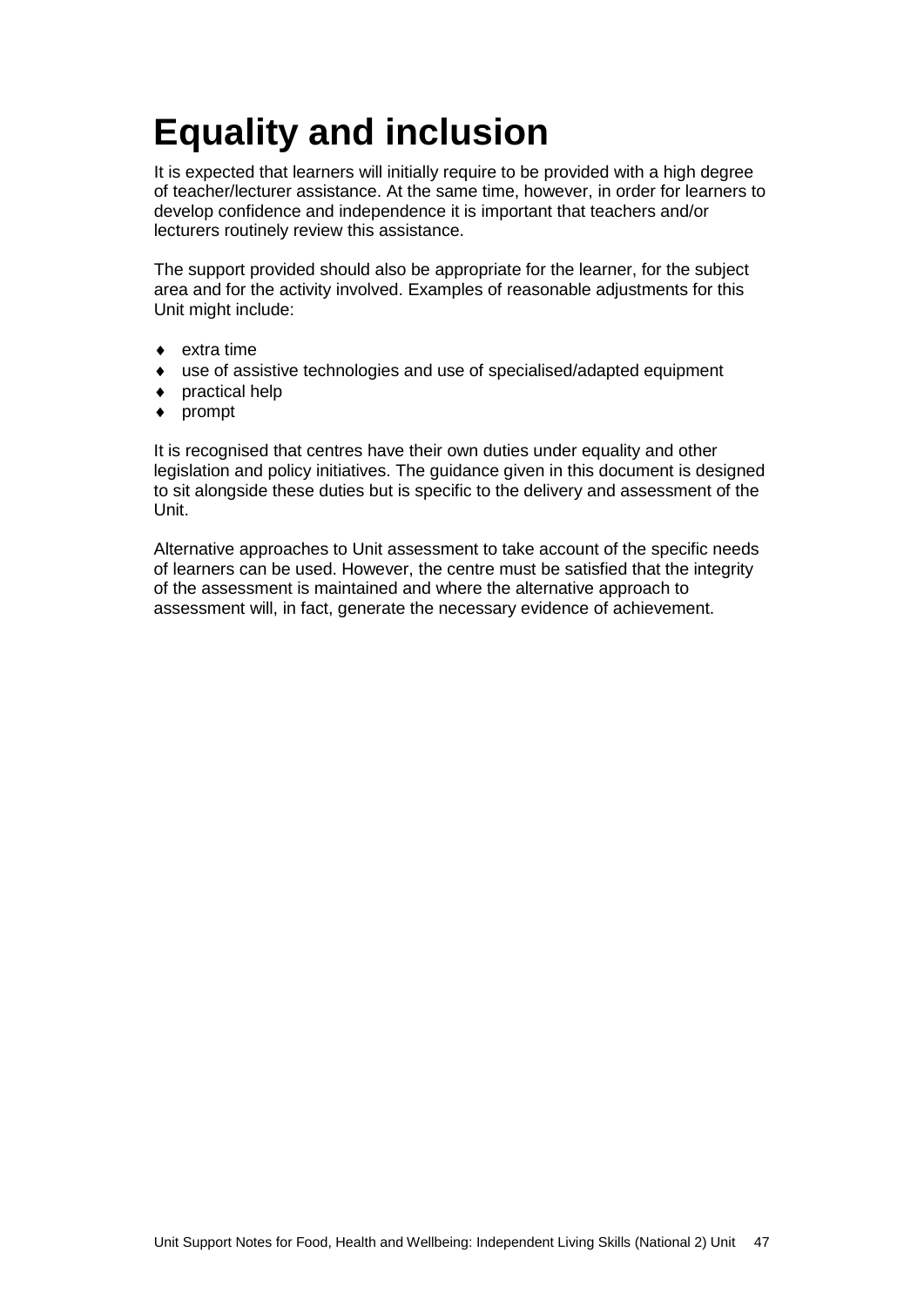# Equality and inclusion

It is expected that learners will initially require to be provided with a high degree of teacher/lecturer assistance. At the same time, however, in order for learners to develop confidence and independence it is important that teachers and/or lecturers routinely review this assistance.

The support provided should also be appropriate for the learner, for the subject area and for the activity involved. Examples of reasonable adjustments for this Unit might include:

- extra time
- use of assistive technologies and use of specialised/adapted equipment
- practical help
- prompt

It is recognised that centres have their own duties under equality and other legislation and policy initiatives. The guidance given in this document is designed to sit alongside these duties but is specific to the delivery and assessment of the Unit.

Alternative approaches to Unit assessment to take account of the specific needs of learners can be used. However, the centre must be satisfied that the integrity of the assessment is maintained and where the alternative approach to assessment will, in fact, generate the necessary evidence of achievement.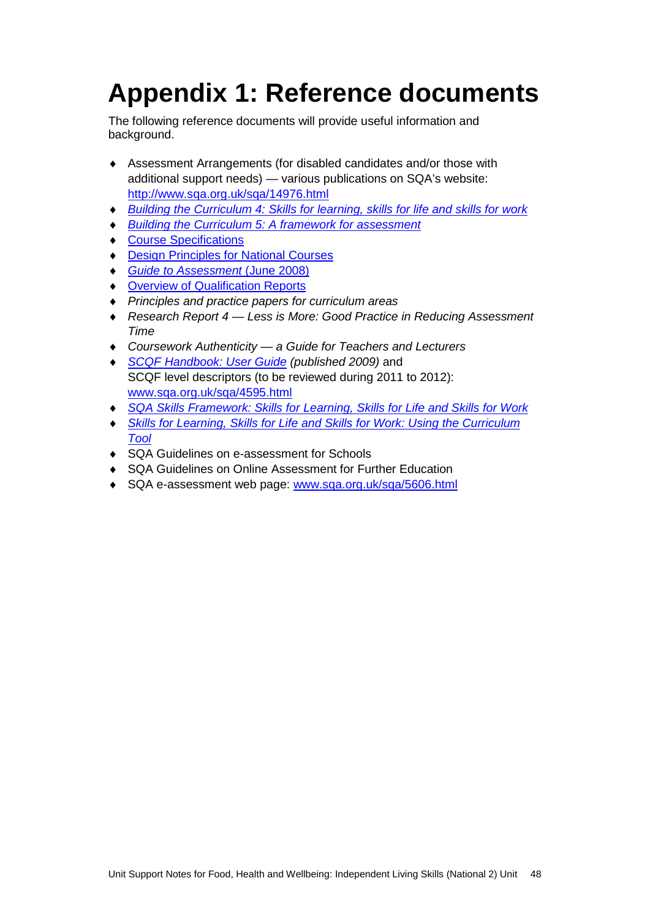# Appendix 1: Reference documents

The following reference documents will provide useful information and background.

- Assessment Arrangements (for disabled candidates and/or those with additional support needs) — various publications on SQA's website: http://www.sqa.org.uk/sqa/14976.html
- *Building the Curriculum 4: Skills for learning, skills for life and skills for work*
- *Building the Curriculum 5: A framework for assessment*
- Course Specifications
- Design Principles for National Courses
- *Guide to Assessment* (June 2008)
- Overview of Qualification Reports
- *Principles and practice papers for curriculum areas*
- *Research Report 4 — Less is More: Good Practice in Reducing Assessment Time*
- *Coursework Authenticity — a Guide for Teachers and Lecturers*
- *SCQF Handbook: User Guide* *(published 2009)* and SCQF level descriptors (to be reviewed during 2011 to 2012): www.sqa.org.uk/sqa/4595.html
- *SQA Skills Framework: Skills for Learning, Skills for Life and Skills for Work*
- *Skills for Learning, Skills for Life and Skills for Work: Using the Curriculum Tool*
- SQA Guidelines on e-assessment for Schools
- SQA Guidelines on Online Assessment for Further Education
- SQA e-assessment web page: www.sqa.org.uk/sqa/5606.html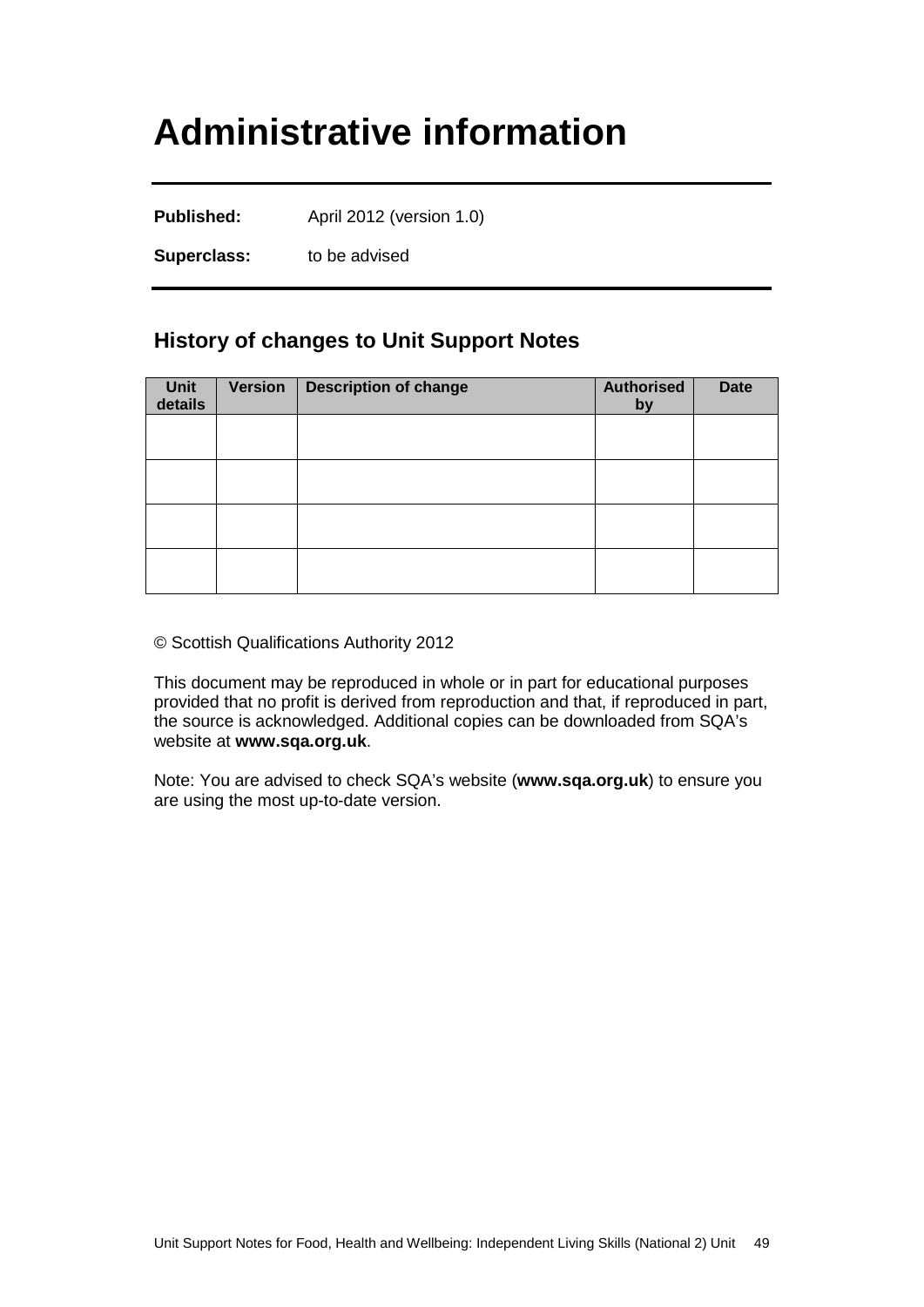# Administrative information

**Published:** April 2012 (version 1.0)

**Superclass:** to be advised

## History of changes to Unit Support Notes

| Unit details | Version | Description of change | Authorised by | Date |
|---|---|---|---|---|
| | | | | |
| | | | | |
| | | | | |
| | | | | |

© Scottish Qualifications Authority 2012

This document may be reproduced in whole or in part for educational purposes provided that no profit is derived from reproduction and that, if reproduced in part, the source is acknowledged. Additional copies can be downloaded from SQA's website at **www.sqa.org.uk**.

Note: You are advised to check SQA's website (**www.sqa.org.uk**) to ensure you are using the most up-to-date version.